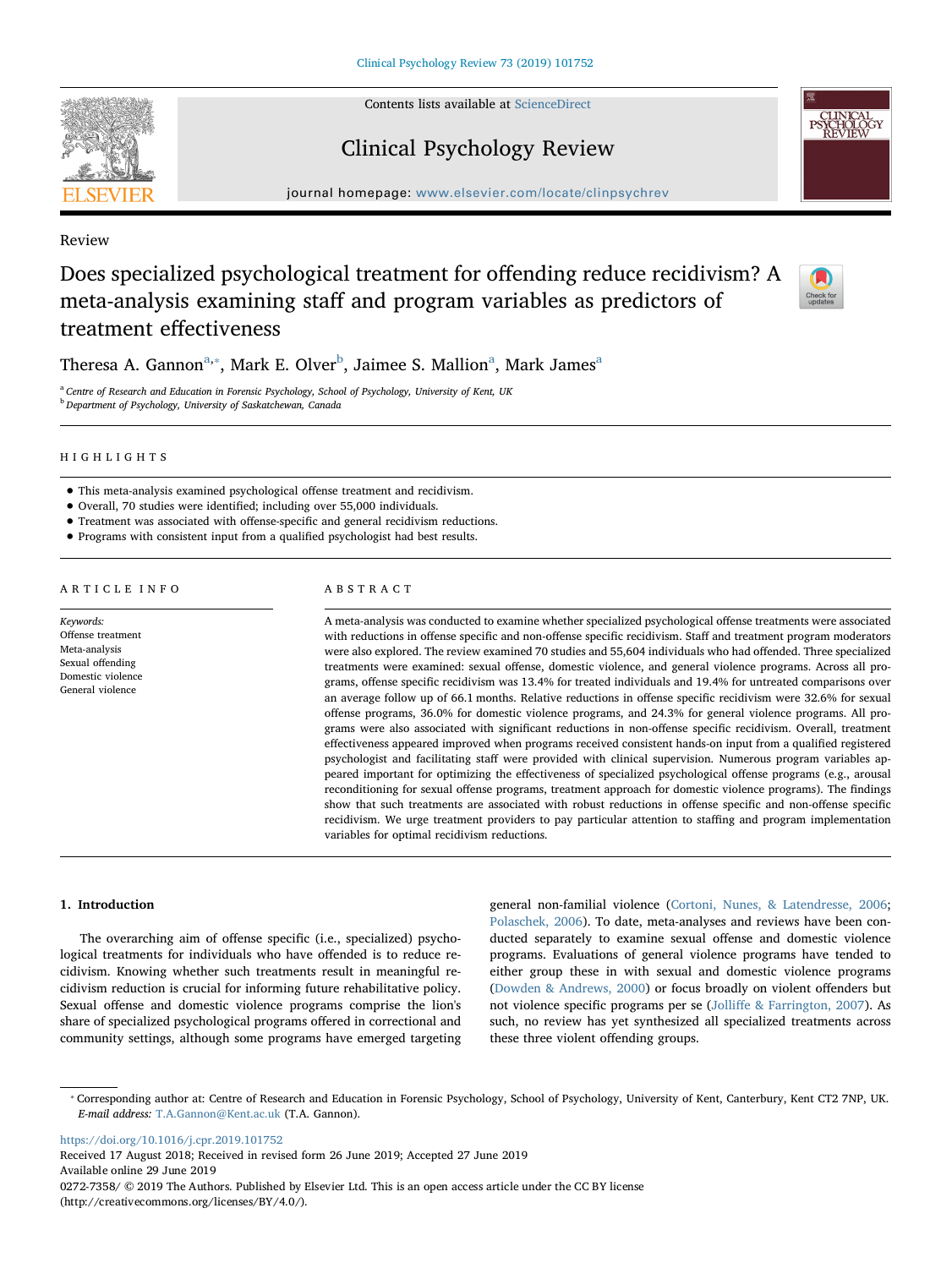Review

# Does specialized psychological treatment for offending reduce recidivism? A meta-analysis examining staff and program variables as predictors of treatment effectiveness

Theresa A. Gannon[a,*], Mark E. Olver[b], Jaimee S. Mallion[a], Mark James[a]

[a] Centre of Research and Education in Forensic Psychology, School of Psychology, University of Kent, UK
[b] Department of Psychology, University of Saskatchewan, Canada

## HIGHLIGHTS

- This meta-analysis examined psychological offense treatment and recidivism.
- Overall, 70 studies were identified; including over 55,000 individuals.
- Treatment was associated with offense-specific and general recidivism reductions.
- Programs with consistent input from a qualified psychologist had best results.

## ARTICLE INFO

*Keywords:*
Offense treatment
Meta-analysis
Sexual offending
Domestic violence
General violence

## ABSTRACT

A meta-analysis was conducted to examine whether specialized psychological offense treatments were associated with reductions in offense specific and non-offense specific recidivism. Staff and treatment program moderators were also explored. The review examined 70 studies and 55,604 individuals who had offended. Three specialized treatments were examined: sexual offense, domestic violence, and general violence programs. Across all programs, offense specific recidivism was 13.4% for treated individuals and 19.4% for untreated comparisons over an average follow up of 66.1 months. Relative reductions in offense specific recidivism were 32.6% for sexual offense programs, 36.0% for domestic violence programs, and 24.3% for general violence programs. All programs were also associated with significant reductions in non-offense specific recidivism. Overall, treatment effectiveness appeared improved when programs received consistent hands-on input from a qualified registered psychologist and facilitating staff were provided with clinical supervision. Numerous program variables appeared important for optimizing the effectiveness of specialized psychological offense programs (e.g., arousal reconditioning for sexual offense programs, treatment approach for domestic violence programs). The findings show that such treatments are associated with robust reductions in offense specific and non-offense specific recidivism. We urge treatment providers to pay particular attention to staffing and program implementation variables for optimal recidivism reductions.

## 1. Introduction

The overarching aim of offense specific (i.e., specialized) psychological treatments for individuals who have offended is to reduce recidivism. Knowing whether such treatments result in meaningful recidivism reduction is crucial for informing future rehabilitative policy. Sexual offense and domestic violence programs comprise the lion's share of specialized psychological programs offered in correctional and community settings, although some programs have emerged targeting general non-familial violence (Cortoni, Nunes, & Latendresse, 2006; Polaschek, 2006). To date, meta-analyses and reviews have been conducted separately to examine sexual offense and domestic violence programs. Evaluations of general violence programs have tended to either group these in with sexual and domestic violence programs (Dowden & Andrews, 2000) or focus broadly on violent offenders but not violence specific programs per se (Jolliffe & Farrington, 2007). As such, no review has yet synthesized all specialized treatments across these three violent offending groups.

* Corresponding author at: Centre of Research and Education in Forensic Psychology, School of Psychology, University of Kent, Canterbury, Kent CT2 7NP, UK.
*E-mail address:* T.A.Gannon@Kent.ac.uk (T.A. Gannon).

https://doi.org/10.1016/j.cpr.2019.101752
Received 17 August 2018; Received in revised form 26 June 2019; Accepted 27 June 2019
Available online 29 June 2019
0272-7358/ © 2019 The Authors. Published by Elsevier Ltd. This is an open access article under the CC BY license (http://creativecommons.org/licenses/BY/4.0/).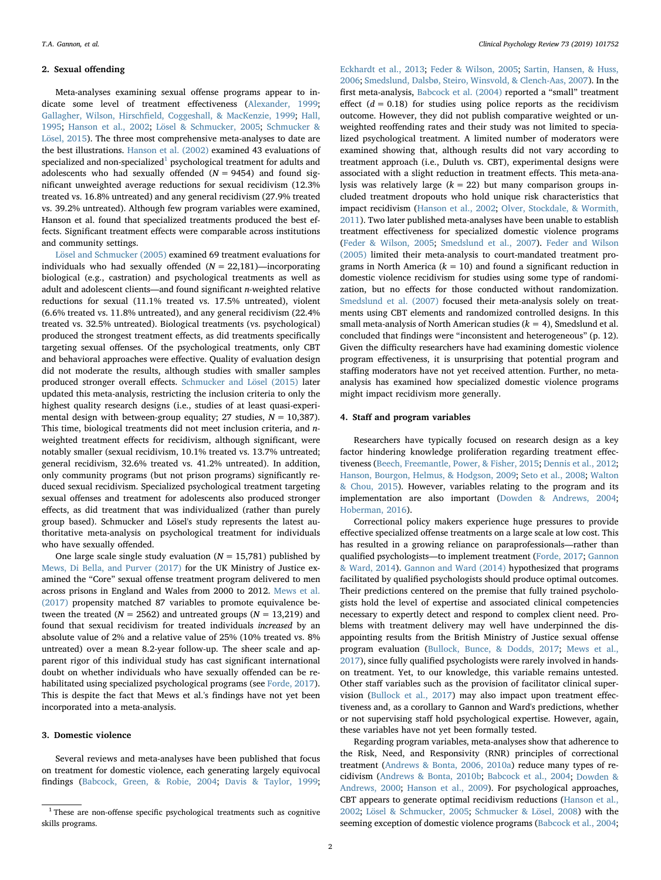## 2. Sexual offending

Meta-analyses examining sexual offense programs appear to indicate some level of treatment effectiveness (Alexander, 1999; Gallagher, Wilson, Hirschfield, Coggeshall, & MacKenzie, 1999; Hall, 1995; Hanson et al., 2002; Lösel & Schmucker, 2005; Schmucker & Lösel, 2015). The three most comprehensive meta-analyses to date are the best illustrations. Hanson et al. (2002) examined 43 evaluations of specialized and non-specialized[1] psychological treatment for adults and adolescents who had sexually offended ($N = 9454$) and found significant unweighted average reductions for sexual recidivism (12.3% treated vs. 16.8% untreated) and any general recidivism (27.9% treated vs. 39.2% untreated). Although few program variables were examined, Hanson et al. found that specialized treatments produced the best effects. Significant treatment effects were comparable across institutions and community settings.

Lösel and Schmucker (2005) examined 69 treatment evaluations for individuals who had sexually offended ($N = 22{,}181$)—incorporating biological (e.g., castration) and psychological treatments as well as adult and adolescent clients—and found significant *n*-weighted relative reductions for sexual (11.1% treated vs. 17.5% untreated), violent (6.6% treated vs. 11.8% untreated), and any general recidivism (22.4% treated vs. 32.5% untreated). Biological treatments (vs. psychological) produced the strongest treatment effects, as did treatments specifically targeting sexual offenses. Of the psychological treatments, only CBT and behavioral approaches were effective. Quality of evaluation design did not moderate the results, although studies with smaller samples produced stronger overall effects. Schmucker and Lösel (2015) later updated this meta-analysis, restricting the inclusion criteria to only the highest quality research designs (i.e., studies of at least quasi-experimental design with between-group equality; 27 studies, $N = 10{,}387$). This time, biological treatments did not meet inclusion criteria, and *n*-weighted treatment effects for recidivism, although significant, were notably smaller (sexual recidivism, 10.1% treated vs. 13.7% untreated; general recidivism, 32.6% treated vs. 41.2% untreated). In addition, only community programs (but not prison programs) significantly reduced sexual recidivism. Specialized psychological treatment targeting sexual offenses and treatment for adolescents also produced stronger effects, as did treatment that was individualized (rather than purely group based). Schmucker and Lösel's study represents the latest authoritative meta-analysis on psychological treatment for individuals who have sexually offended.

One large scale single study evaluation ($N = 15{,}781$) published by Mews, Di Bella, and Purver (2017) for the UK Ministry of Justice examined the "Core" sexual offense treatment program delivered to men across prisons in England and Wales from 2000 to 2012. Mews et al. (2017) propensity matched 87 variables to promote equivalence between the treated ($N = 2562$) and untreated groups ($N = 13{,}219$) and found that sexual recidivism for treated individuals *increased* by an absolute value of 2% and a relative value of 25% (10% treated vs. 8% untreated) over a mean 8.2-year follow-up. The sheer scale and apparent rigor of this individual study has cast significant international doubt on whether individuals who have sexually offended can be rehabilitated using specialized psychological programs (see Forde, 2017). This is despite the fact that Mews et al.'s findings have not yet been incorporated into a meta-analysis.

## 3. Domestic violence

Several reviews and meta-analyses have been published that focus on treatment for domestic violence, each generating largely equivocal findings (Babcock, Green, & Robie, 2004; Davis & Taylor, 1999; Eckhardt et al., 2013; Feder & Wilson, 2005; Sartin, Hansen, & Huss, 2006; Smedslund, Dalsbø, Steiro, Winsvold, & Clench-Aas, 2007). In the first meta-analysis, Babcock et al. (2004) reported a "small" treatment effect ($d = 0.18$) for studies using police reports as the recidivism outcome. However, they did not publish comparative weighted or unweighted reoffending rates and their study was not limited to specialized psychological treatment. A limited number of moderators were examined showing that, although results did not vary according to treatment approach (i.e., Duluth vs. CBT), experimental designs were associated with a slight reduction in treatment effects. This meta-analysis was relatively large ($k = 22$) but many comparison groups included treatment dropouts who hold unique risk characteristics that impact recidivism (Hanson et al., 2002; Olver, Stockdale, & Wormith, 2011). Two later published meta-analyses have been unable to establish treatment effectiveness for specialized domestic violence programs (Feder & Wilson, 2005; Smedslund et al., 2007). Feder and Wilson (2005) limited their meta-analysis to court-mandated treatment programs in North America ($k = 10$) and found a significant reduction in domestic violence recidivism for studies using some type of randomization, but no effects for those conducted without randomization. Smedslund et al. (2007) focused their meta-analysis solely on treatments using CBT elements and randomized controlled designs. In this small meta-analysis of North American studies ($k = 4$), Smedslund et al. concluded that findings were "inconsistent and heterogeneous" (p. 12). Given the difficulty researchers have had examining domestic violence program effectiveness, it is unsurprising that potential program and staffing moderators have not yet received attention. Further, no meta-analysis has examined how specialized domestic violence programs might impact recidivism more generally.

## 4. Staff and program variables

Researchers have typically focused on research design as a key factor hindering knowledge proliferation regarding treatment effectiveness (Beech, Freemantle, Power, & Fisher, 2015; Dennis et al., 2012; Hanson, Bourgon, Helmus, & Hodgson, 2009; Seto et al., 2008; Walton & Chou, 2015). However, variables relating to the program and its implementation are also important (Dowden & Andrews, 2004; Hoberman, 2016).

Correctional policy makers experience huge pressures to provide effective specialized offense treatments on a large scale at low cost. This has resulted in a growing reliance on paraprofessionals—rather than qualified psychologists—to implement treatment (Forde, 2017; Gannon & Ward, 2014). Gannon and Ward (2014) hypothesized that programs facilitated by qualified psychologists should produce optimal outcomes. Their predictions centered on the premise that fully trained psychologists hold the level of expertise and associated clinical competencies necessary to expertly detect and respond to complex client need. Problems with treatment delivery may well have underpinned the disappointing results from the British Ministry of Justice sexual offense program evaluation (Bullock, Bunce, & Dodds, 2017; Mews et al., 2017), since fully qualified psychologists were rarely involved in hands-on treatment. Yet, to our knowledge, this variable remains untested. Other staff variables such as the provision of facilitator clinical supervision (Bullock et al., 2017) may also impact upon treatment effectiveness and, as a corollary to Gannon and Ward's predictions, whether or not supervising staff hold psychological expertise. However, again, these variables have not yet been formally tested.

Regarding program variables, meta-analyses show that adherence to the Risk, Need, and Responsivity (RNR) principles of correctional treatment (Andrews & Bonta, 2006, 2010a) reduce many types of recidivism (Andrews & Bonta, 2010b; Babcock et al., 2004; Dowden & Andrews, 2000; Hanson et al., 2009). For psychological approaches, CBT appears to generate optimal recidivism reductions (Hanson et al., 2002; Lösel & Schmucker, 2005; Schmucker & Lösel, 2008) with the seeming exception of domestic violence programs (Babcock et al., 2004;

[1] These are non-offense specific psychological treatments such as cognitive skills programs.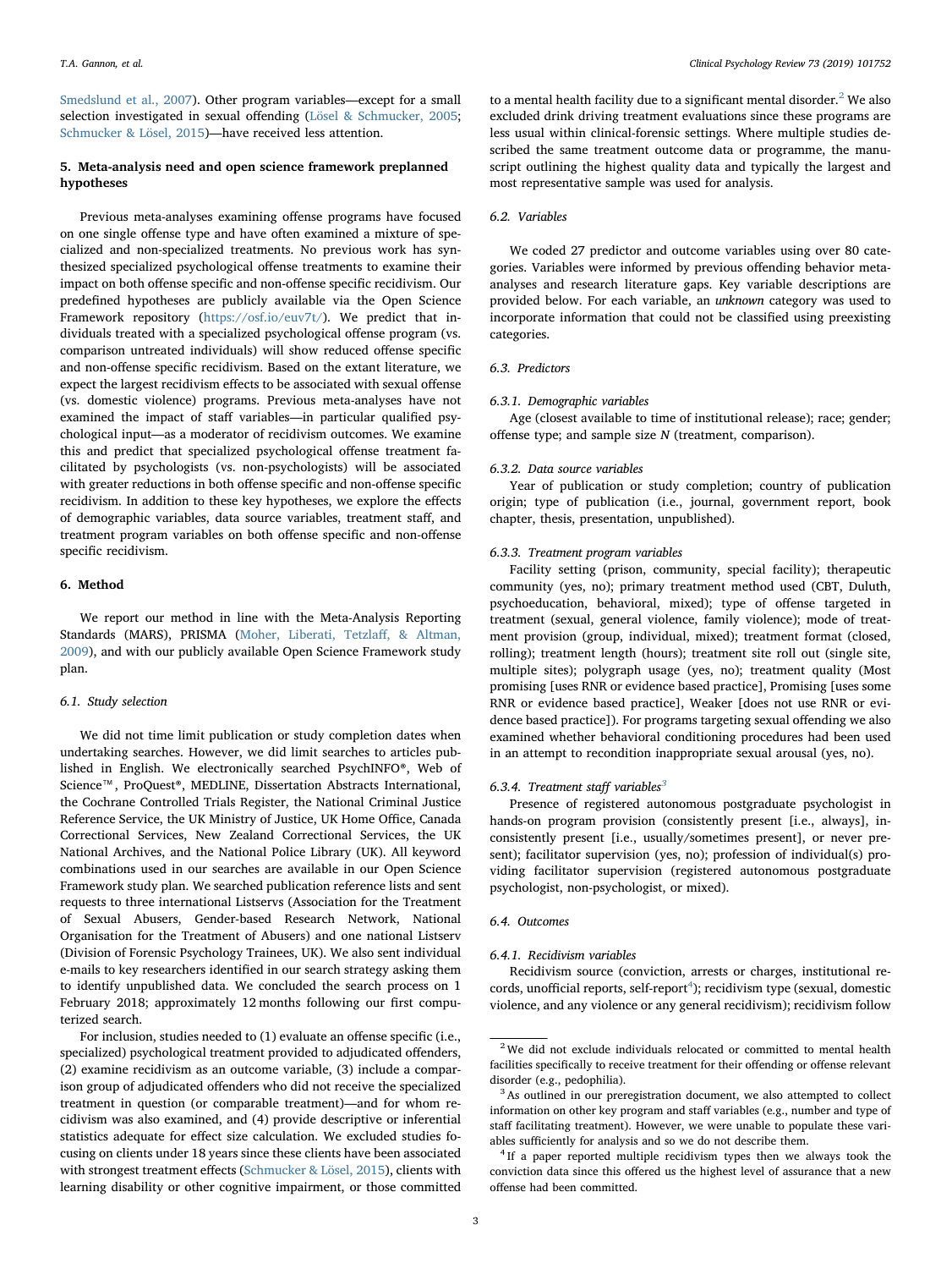Smedslund et al., 2007). Other program variables—except for a small selection investigated in sexual offending (Lösel & Schmucker, 2005; Schmucker & Lösel, 2015)—have received less attention.

## 5. Meta-analysis need and open science framework preplanned hypotheses

Previous meta-analyses examining offense programs have focused on one single offense type and have often examined a mixture of specialized and non-specialized treatments. No previous work has synthesized specialized psychological offense treatments to examine their impact on both offense specific and non-offense specific recidivism. Our predefined hypotheses are publicly available via the Open Science Framework repository (https://osf.io/euv7t/). We predict that individuals treated with a specialized psychological offense program (vs. comparison untreated individuals) will show reduced offense specific and non-offense specific recidivism. Based on the extant literature, we expect the largest recidivism effects to be associated with sexual offense (vs. domestic violence) programs. Previous meta-analyses have not examined the impact of staff variables—in particular qualified psychological input—as a moderator of recidivism outcomes. We examine this and predict that specialized psychological offense treatment facilitated by psychologists (vs. non-psychologists) will be associated with greater reductions in both offense specific and non-offense specific recidivism. In addition to these key hypotheses, we explore the effects of demographic variables, data source variables, treatment staff, and treatment program variables on both offense specific and non-offense specific recidivism.

## 6. Method

We report our method in line with the Meta-Analysis Reporting Standards (MARS), PRISMA (Moher, Liberati, Tetzlaff, & Altman, 2009), and with our publicly available Open Science Framework study plan.

### 6.1. Study selection

We did not time limit publication or study completion dates when undertaking searches. However, we did limit searches to articles published in English. We electronically searched PsychINFO®, Web of Science™, ProQuest®, MEDLINE, Dissertation Abstracts International, the Cochrane Controlled Trials Register, the National Criminal Justice Reference Service, the UK Ministry of Justice, UK Home Office, Canada Correctional Services, New Zealand Correctional Services, the UK National Archives, and the National Police Library (UK). All keyword combinations used in our searches are available in our Open Science Framework study plan. We searched publication reference lists and sent requests to three international Listservs (Association for the Treatment of Sexual Abusers, Gender-based Research Network, National Organisation for the Treatment of Abusers) and one national Listserv (Division of Forensic Psychology Trainees, UK). We also sent individual e-mails to key researchers identified in our search strategy asking them to identify unpublished data. We concluded the search process on 1 February 2018; approximately 12 months following our first computerized search.

For inclusion, studies needed to (1) evaluate an offense specific (i.e., specialized) psychological treatment provided to adjudicated offenders, (2) examine recidivism as an outcome variable, (3) include a comparison group of adjudicated offenders who did not receive the specialized treatment in question (or comparable treatment)—and for whom recidivism was also examined, and (4) provide descriptive or inferential statistics adequate for effect size calculation. We excluded studies focusing on clients under 18 years since these clients have been associated with strongest treatment effects (Schmucker & Lösel, 2015), clients with learning disability or other cognitive impairment, or those committed to a mental health facility due to a significant mental disorder.[2] We also excluded drink driving treatment evaluations since these programs are less usual within clinical-forensic settings. Where multiple studies described the same treatment outcome data or programme, the manuscript outlining the highest quality data and typically the largest and most representative sample was used for analysis.

### 6.2. Variables

We coded 27 predictor and outcome variables using over 80 categories. Variables were informed by previous offending behavior meta-analyses and research literature gaps. Key variable descriptions are provided below. For each variable, an *unknown* category was used to incorporate information that could not be classified using preexisting categories.

### 6.3. Predictors

#### 6.3.1. Demographic variables

Age (closest available to time of institutional release); race; gender; offense type; and sample size *N* (treatment, comparison).

#### 6.3.2. Data source variables

Year of publication or study completion; country of publication origin; type of publication (i.e., journal, government report, book chapter, thesis, presentation, unpublished).

#### 6.3.3. Treatment program variables

Facility setting (prison, community, special facility); therapeutic community (yes, no); primary treatment method used (CBT, Duluth, psychoeducation, behavioral, mixed); type of offense targeted in treatment (sexual, general violence, family violence); mode of treatment provision (group, individual, mixed); treatment format (closed, rolling); treatment length (hours); treatment site roll out (single site, multiple sites); polygraph usage (yes, no); treatment quality (Most promising [uses RNR or evidence based practice], Promising [uses some RNR or evidence based practice], Weaker [does not use RNR or evidence based practice]). For programs targeting sexual offending we also examined whether behavioral conditioning procedures had been used in an attempt to recondition inappropriate sexual arousal (yes, no).

#### 6.3.4. Treatment staff variables[3]

Presence of registered autonomous postgraduate psychologist in hands-on program provision (consistently present [i.e., always], inconsistently present [i.e., usually/sometimes present], or never present); facilitator supervision (yes, no); profession of individual(s) providing facilitator supervision (registered autonomous postgraduate psychologist, non-psychologist, or mixed).

### 6.4. Outcomes

#### 6.4.1. Recidivism variables

Recidivism source (conviction, arrests or charges, institutional records, unofficial reports, self-report[4]); recidivism type (sexual, domestic violence, and any violence or any general recidivism); recidivism follow

---

[2] We did not exclude individuals relocated or committed to mental health facilities specifically to receive treatment for their offending or offense relevant disorder (e.g., pedophilia).

[3] As outlined in our preregistration document, we also attempted to collect information on other key program and staff variables (e.g., number and type of staff facilitating treatment). However, we were unable to populate these variables sufficiently for analysis and so we do not describe them.

[4] If a paper reported multiple recidivism types then we always took the conviction data since this offered us the highest level of assurance that a new offense had been committed.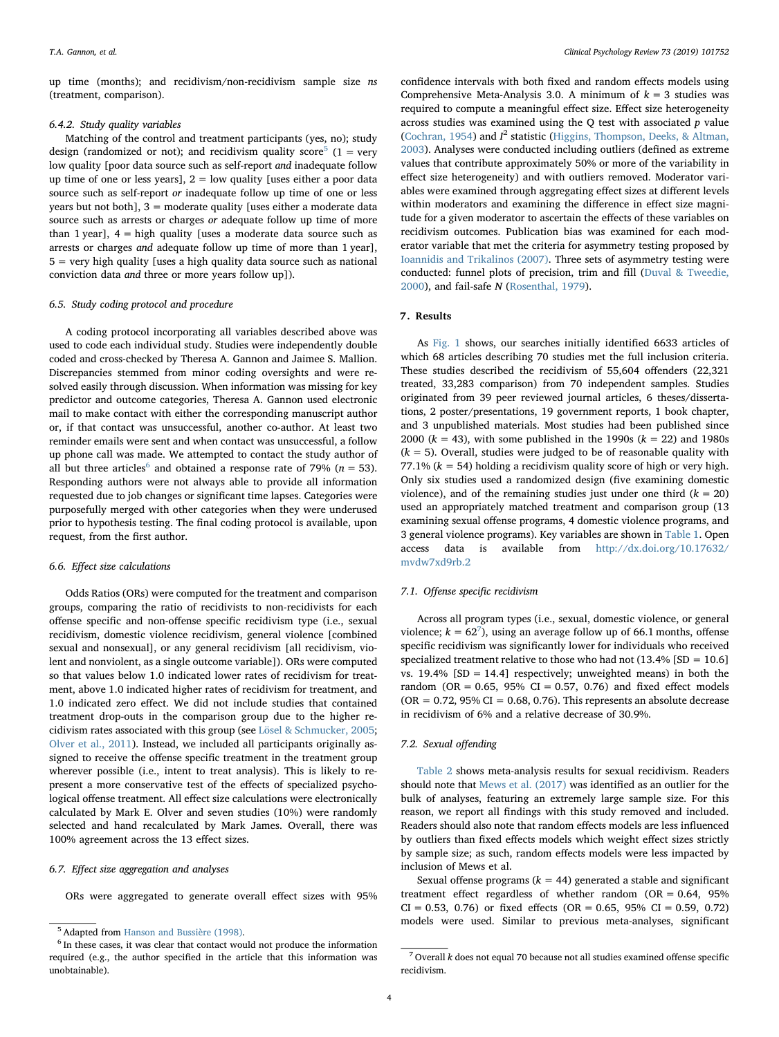up time (months); and recidivism/non-recidivism sample size *ns* (treatment, comparison).

#### 6.4.2. Study quality variables

Matching of the control and treatment participants (yes, no); study design (randomized or not); and recidivism quality score[5] (1 = very low quality [poor data source such as self-report *and* inadequate follow up time of one or less years], 2 = low quality [uses either a poor data source such as self-report *or* inadequate follow up time of one or less years but not both], 3 = moderate quality [uses either a moderate data source such as arrests or charges *or* adequate follow up time of more than 1 year], 4 = high quality [uses a moderate data source such as arrests or charges *and* adequate follow up time of more than 1 year], 5 = very high quality [uses a high quality data source such as national conviction data *and* three or more years follow up]).

### 6.5. Study coding protocol and procedure

A coding protocol incorporating all variables described above was used to code each individual study. Studies were independently double coded and cross-checked by Theresa A. Gannon and Jaimee S. Mallion. Discrepancies stemmed from minor coding oversights and were resolved easily through discussion. When information was missing for key predictor and outcome categories, Theresa A. Gannon used electronic mail to make contact with either the corresponding manuscript author or, if that contact was unsuccessful, another co-author. At least two reminder emails were sent and when contact was unsuccessful, a follow up phone call was made. We attempted to contact the study author of all but three articles[6] and obtained a response rate of 79% (*n* = 53). Responding authors were not always able to provide all information requested due to job changes or significant time lapses. Categories were purposefully merged with other categories when they were underused prior to hypothesis testing. The final coding protocol is available, upon request, from the first author.

### 6.6. Effect size calculations

Odds Ratios (ORs) were computed for the treatment and comparison groups, comparing the ratio of recidivists to non-recidivists for each offense specific and non-offense specific recidivism type (i.e., sexual recidivism, domestic violence recidivism, general violence [combined sexual and nonsexual], or any general recidivism [all recidivism, violent and nonviolent, as a single outcome variable]). ORs were computed so that values below 1.0 indicated lower rates of recidivism for treatment, above 1.0 indicated higher rates of recidivism for treatment, and 1.0 indicated zero effect. We did not include studies that contained treatment drop-outs in the comparison group due to the higher recidivism rates associated with this group (see Lösel & Schmucker, 2005; Olver et al., 2011). Instead, we included all participants originally assigned to receive the offense specific treatment in the treatment group wherever possible (i.e., intent to treat analysis). This is likely to represent a more conservative test of the effects of specialized psychological offense treatment. All effect size calculations were electronically calculated by Mark E. Olver and seven studies (10%) were randomly selected and hand recalculated by Mark James. Overall, there was 100% agreement across the 13 effect sizes.

### 6.7. Effect size aggregation and analyses

ORs were aggregated to generate overall effect sizes with 95% confidence intervals with both fixed and random effects models using Comprehensive Meta-Analysis 3.0. A minimum of *k* = 3 studies was required to compute a meaningful effect size. Effect size heterogeneity across studies was examined using the Q test with associated *p* value (Cochran, 1954) and $I^2$ statistic (Higgins, Thompson, Deeks, & Altman, 2003). Analyses were conducted including outliers (defined as extreme values that contribute approximately 50% or more of the variability in effect size heterogeneity) and with outliers removed. Moderator variables were examined through aggregating effect sizes at different levels within moderators and examining the difference in effect size magnitude for a given moderator to ascertain the effects of these variables on recidivism outcomes. Publication bias was examined for each moderator variable that met the criteria for asymmetry testing proposed by Ioannidis and Trikalinos (2007). Three sets of asymmetry testing were conducted: funnel plots of precision, trim and fill (Duval & Tweedie, 2000), and fail-safe N (Rosenthal, 1979).

## 7. Results

As Fig. 1 shows, our searches initially identified 6633 articles of which 68 articles describing 70 studies met the full inclusion criteria. These studies described the recidivism of 55,604 offenders (22,321 treated, 33,283 comparison) from 70 independent samples. Studies originated from 39 peer reviewed journal articles, 6 theses/dissertations, 2 poster/presentations, 19 government reports, 1 book chapter, and 3 unpublished materials. Most studies had been published since 2000 (*k* = 43), with some published in the 1990s (*k* = 22) and 1980s (*k* = 5). Overall, studies were judged to be of reasonable quality with 77.1% (*k* = 54) holding a recidivism quality score of high or very high. Only six studies used a randomized design (five examining domestic violence), and of the remaining studies just under one third (*k* = 20) used an appropriately matched treatment and comparison group (13 examining sexual offense programs, 4 domestic violence programs, and 3 general violence programs). Key variables are shown in Table 1. Open access data is available from http://dx.doi.org/10.17632/mvdw7xd9rb.2

### 7.1. Offense specific recidivism

Across all program types (i.e., sexual, domestic violence, or general violence; *k* = 62[7]), using an average follow up of 66.1 months, offense specific recidivism was significantly lower for individuals who received specialized treatment relative to those who had not (13.4% [SD = 10.6] vs. 19.4% [SD = 14.4] respectively; unweighted means) in both the random (OR = 0.65, 95% CI = 0.57, 0.76) and fixed effect models (OR = 0.72, 95% CI = 0.68, 0.76). This represents an absolute decrease in recidivism of 6% and a relative decrease of 30.9%.

### 7.2. Sexual offending

Table 2 shows meta-analysis results for sexual recidivism. Readers should note that Mews et al. (2017) was identified as an outlier for the bulk of analyses, featuring an extremely large sample size. For this reason, we report all findings with this study removed and included. Readers should also note that random effects models are less influenced by outliers than fixed effects models which weight effect sizes strictly by sample size; as such, random effects models were less impacted by inclusion of Mews et al.

Sexual offense programs (*k* = 44) generated a stable and significant treatment effect regardless of whether random (OR = 0.64, 95% CI = 0.53, 0.76) or fixed effects (OR = 0.65, 95% CI = 0.59, 0.72) models were used. Similar to previous meta-analyses, significant

---

[5] Adapted from Hanson and Bussière (1998).

[6] In these cases, it was clear that contact would not produce the information required (e.g., the author specified in the article that this information was unobtainable).

[7] Overall *k* does not equal 70 because not all studies examined offense specific recidivism.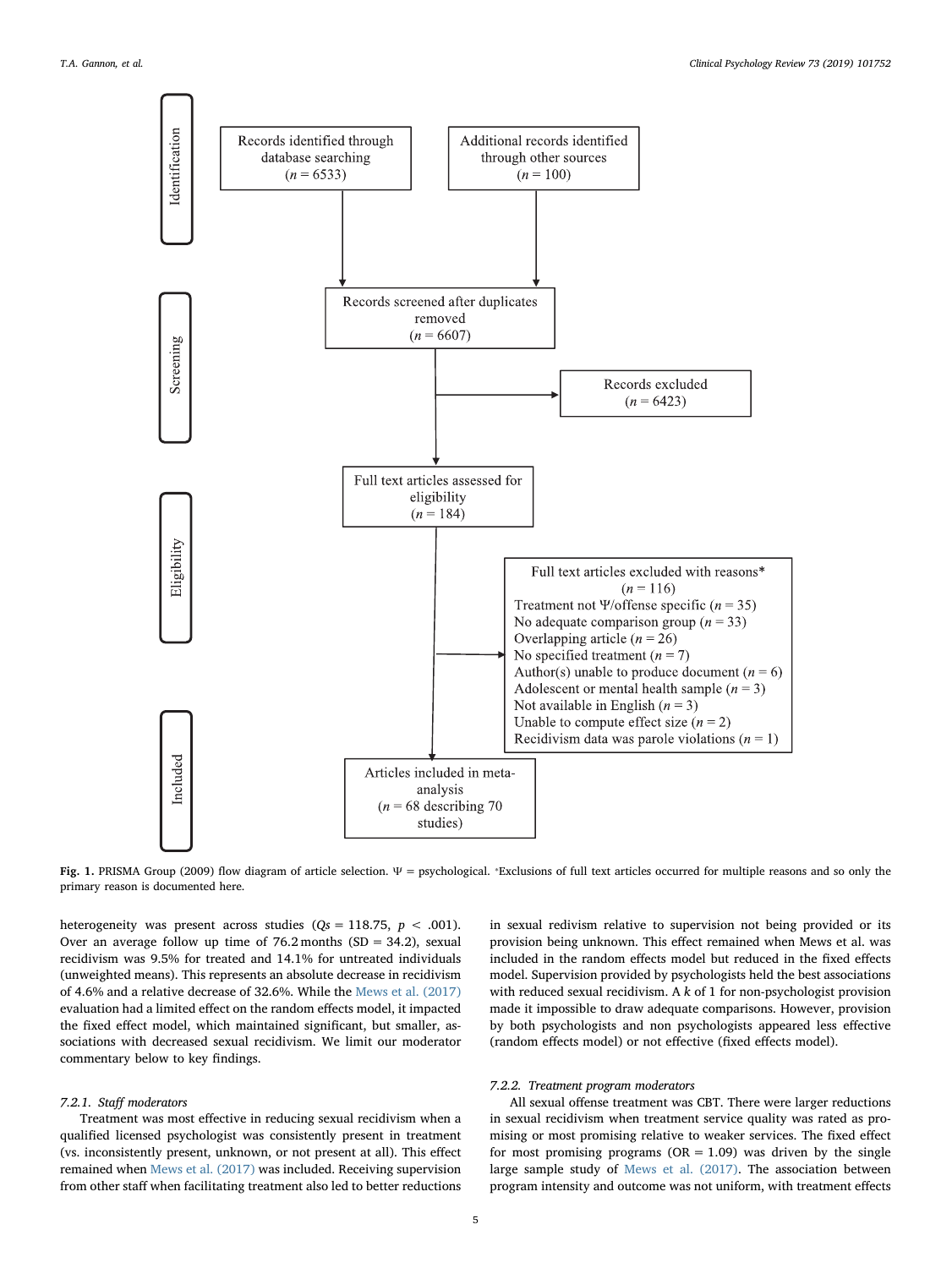Identification

Records identified through database searching ($n = 6533$)

Additional records identified through other sources ($n = 100$)

Screening

Records screened after duplicates removed ($n = 6607$)

Records excluded ($n = 6423$)

Eligibility

Full text articles assessed for eligibility ($n = 184$)

Full text articles excluded with reasons* ($n = 116$)
Treatment not Ψ/offense specific ($n = 35$)
No adequate comparison group ($n = 33$)
Overlapping article ($n = 26$)
No specified treatment ($n = 7$)
Author(s) unable to produce document ($n = 6$)
Adolescent or mental health sample ($n = 3$)
Not available in English ($n = 3$)
Unable to compute effect size ($n = 2$)
Recidivism data was parole violations ($n = 1$)

Included

Articles included in meta-analysis ($n = 68$ describing 70 studies)

**Fig. 1.** PRISMA Group (2009) flow diagram of article selection. Ψ = psychological. *Exclusions of full text articles occurred for multiple reasons and so only the primary reason is documented here.

heterogeneity was present across studies ($Qs = 118.75$, $p < .001$). Over an average follow up time of 76.2 months (SD = 34.2), sexual recidivism was 9.5% for treated and 14.1% for untreated individuals (unweighted means). This represents an absolute decrease in recidivism of 4.6% and a relative decrease of 32.6%. While the Mews et al. (2017) evaluation had a limited effect on the random effects model, it impacted the fixed effect model, which maintained significant, but smaller, associations with decreased sexual recidivism. We limit our moderator commentary below to key findings.

#### 7.2.1. Staff moderators

Treatment was most effective in reducing sexual recidivism when a qualified licensed psychologist was consistently present in treatment (vs. inconsistently present, unknown, or not present at all). This effect remained when Mews et al. (2017) was included. Receiving supervision from other staff when facilitating treatment also led to better reductions in sexual redivism relative to supervision not being provided or its provision being unknown. This effect remained when Mews et al. was included in the random effects model but reduced in the fixed effects model. Supervision provided by psychologists held the best associations with reduced sexual recidivism. A $k$ of 1 for non-psychologist provision made it impossible to draw adequate comparisons. However, provision by both psychologists and non psychologists appeared less effective (random effects model) or not effective (fixed effects model).

#### 7.2.2. Treatment program moderators

All sexual offense treatment was CBT. There were larger reductions in sexual recidivism when treatment service quality was rated as promising or most promising relative to weaker services. The fixed effect for most promising programs (OR = 1.09) was driven by the single large sample study of Mews et al. (2017). The association between program intensity and outcome was not uniform, with treatment effects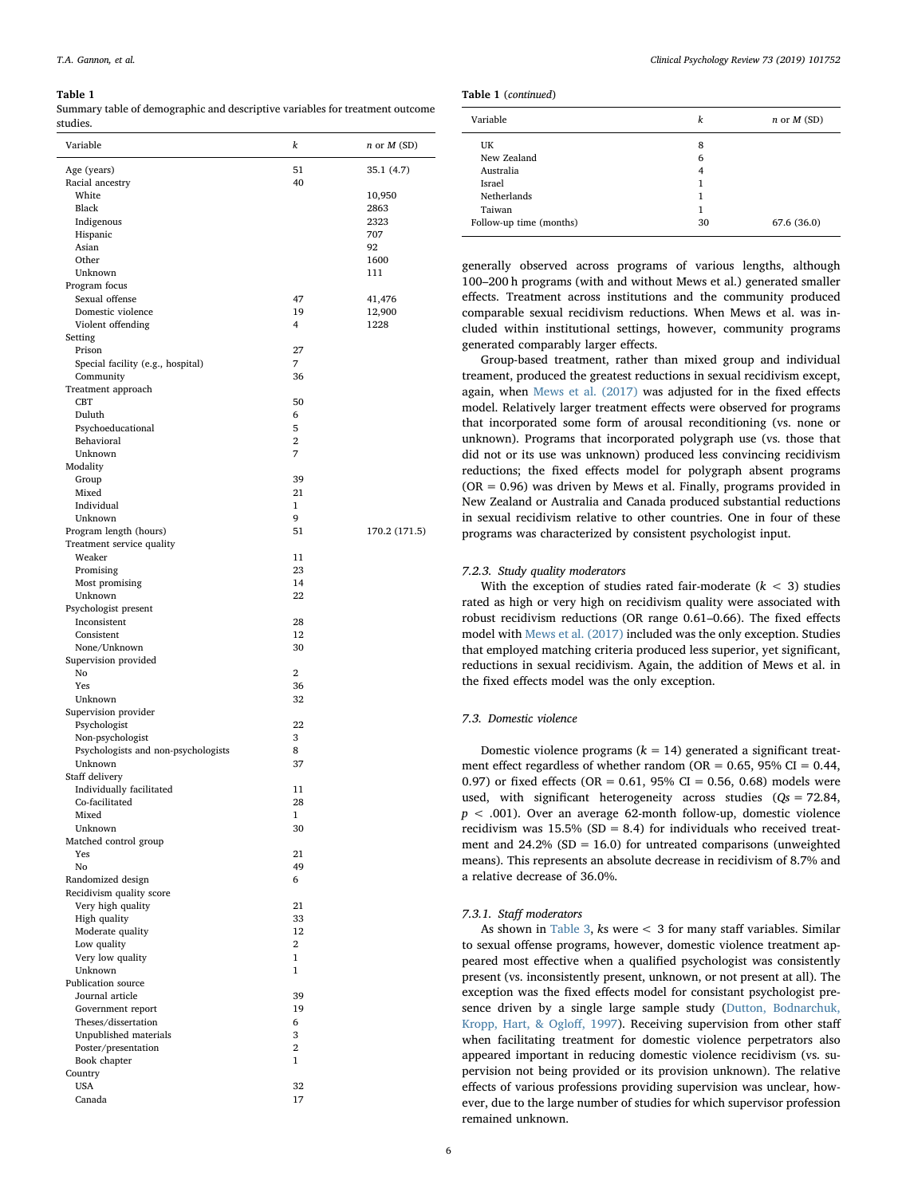**Table 1**
Summary table of demographic and descriptive variables for treatment outcome studies.

| Variable | *k* | *n* or *M* (SD) |
|---|---|---|
| Age (years) | 51 | 35.1 (4.7) |
| Racial ancestry | 40 | |
| White | | 10,950 |
| Black | | 2863 |
| Indigenous | | 2323 |
| Hispanic | | 707 |
| Asian | | 92 |
| Other | | 1600 |
| Unknown | | 111 |
| Program focus | | |
| Sexual offense | 47 | 41,476 |
| Domestic violence | 19 | 12,900 |
| Violent offending | 4 | 1228 |
| Setting | | |
| Prison | 27 | |
| Special facility (e.g., hospital) | 7 | |
| Community | 36 | |
| Treatment approach | | |
| CBT | 50 | |
| Duluth | 6 | |
| Psychoeducational | 5 | |
| Behavioral | 2 | |
| Unknown | 7 | |
| Modality | | |
| Group | 39 | |
| Mixed | 21 | |
| Individual | 1 | |
| Unknown | 9 | |
| Program length (hours) | 51 | 170.2 (171.5) |
| Treatment service quality | | |
| Weaker | 11 | |
| Promising | 23 | |
| Most promising | 14 | |
| Unknown | 22 | |
| Psychologist present | | |
| Inconsistent | 28 | |
| Consistent | 12 | |
| None/Unknown | 30 | |
| Supervision provided | | |
| No | 2 | |
| Yes | 36 | |
| Unknown | 32 | |
| Supervision provider | | |
| Psychologist | 22 | |
| Non-psychologist | 3 | |
| Psychologists and non-psychologists | 8 | |
| Unknown | 37 | |
| Staff delivery | | |
| Individually facilitated | 11 | |
| Co-facilitated | 28 | |
| Mixed | 1 | |
| Unknown | 30 | |
| Matched control group | | |
| Yes | 21 | |
| No | 49 | |
| Randomized design | 6 | |
| Recidivism quality score | | |
| Very high quality | 21 | |
| High quality | 33 | |
| Moderate quality | 12 | |
| Low quality | 2 | |
| Very low quality | 1 | |
| Unknown | 1 | |
| Publication source | | |
| Journal article | 39 | |
| Government report | 19 | |
| Theses/dissertation | 6 | |
| Unpublished materials | 3 | |
| Poster/presentation | 2 | |
| Book chapter | 1 | |
| Country | | |
| USA | 32 | |
| Canada | 17 | |
| UK | 8 | |
| New Zealand | 6 | |
| Australia | 4 | |
| Israel | 1 | |
| Netherlands | 1 | |
| Taiwan | 1 | |
| Follow-up time (months) | 30 | 67.6 (36.0) |

generally observed across programs of various lengths, although 100–200 h programs (with and without Mews et al.) generated smaller effects. Treatment across institutions and the community produced comparable sexual recidivism reductions. When Mews et al. was included within institutional settings, however, community programs generated comparably larger effects.

Group-based treatment, rather than mixed group and individual treament, produced the greatest reductions in sexual recidivism except, again, when Mews et al. (2017) was adjusted for in the fixed effects model. Relatively larger treatment effects were observed for programs that incorporated some form of arousal reconditioning (vs. none or unknown). Programs that incorporated polygraph use (vs. those that did not or its use was unknown) produced less convincing recidivism reductions; the fixed effects model for polygraph absent programs (OR = 0.96) was driven by Mews et al. Finally, programs provided in New Zealand or Australia and Canada produced substantial reductions in sexual recidivism relative to other countries. One in four of these programs was characterized by consistent psychologist input.

#### 7.2.3. Study quality moderators

With the exception of studies rated fair-moderate ($k < 3$) studies rated as high or very high on recidivism quality were associated with robust recidivism reductions (OR range 0.61–0.66). The fixed effects model with Mews et al. (2017) included was the only exception. Studies that employed matching criteria produced less superior, yet significant, reductions in sexual recidivism. Again, the addition of Mews et al. in the fixed effects model was the only exception.

### 7.3. Domestic violence

Domestic violence programs ($k = 14$) generated a significant treatment effect regardless of whether random (OR = 0.65, 95% CI = 0.44, 0.97) or fixed effects (OR = 0.61, 95% CI = 0.56, 0.68) models were used, with significant heterogeneity across studies ($Qs = 72.84$, $p < .001$). Over an average 62-month follow-up, domestic violence recidivism was 15.5% (SD = 8.4) for individuals who received treatment and 24.2% (SD = 16.0) for untreated comparisons (unweighted means). This represents an absolute decrease in recidivism of 8.7% and a relative decrease of 36.0%.

#### 7.3.1. Staff moderators

As shown in Table 3, *k*s were < 3 for many staff variables. Similar to sexual offense programs, however, domestic violence treatment appeared most effective when a qualified psychologist was consistently present (vs. inconsistently present, unknown, or not present at all). The exception was the fixed effects model for consistant psychologist presence driven by a single large sample study (Dutton, Bodnarchuk, Kropp, Hart, & Ogloff, 1997). Receiving supervision from other staff when facilitating treatment for domestic violence perpetrators also appeared important in reducing domestic violence recidivism (vs. supervision not being provided or its provision unknown). The relative effects of various professions providing supervision was unclear, however, due to the large number of studies for which supervisor profession remained unknown.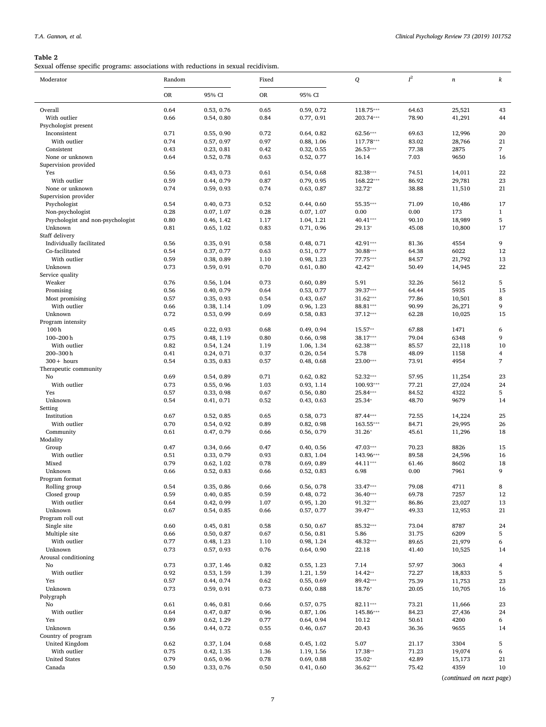**Table 2**
Sexual offense specific programs: associations with reductions in sexual recidivism.

| Moderator | Random | | Fixed | | $Q$ | $I^2$ | $n$ | $k$ |
|---|---|---|---|---|---|---|---|---|
| | OR | 95% CI | OR | 95% CI | | | | |
| Overall | 0.64 | 0.53, 0.76 | 0.65 | 0.59, 0.72 | 118.75*** | 64.63 | 25,521 | 43 |
| With outlier | 0.66 | 0.54, 0.80 | 0.84 | 0.77, 0.91 | 203.74*** | 78.90 | 41,291 | 44 |
| Psychologist present | | | | | | | | |
| Inconsistent | 0.71 | 0.55, 0.90 | 0.72 | 0.64, 0.82 | 62.56*** | 69.63 | 12,996 | 20 |
| With outlier | 0.74 | 0.57, 0.97 | 0.97 | 0.88, 1.06 | 117.78*** | 83.02 | 28,766 | 21 |
| Consistent | 0.43 | 0.23, 0.81 | 0.42 | 0.32, 0.55 | 26.53*** | 77.38 | 2875 | 7 |
| None or unknown | 0.64 | 0.52, 0.78 | 0.63 | 0.52, 0.77 | 16.14 | 7.03 | 9650 | 16 |
| Supervision provided | | | | | | | | |
| Yes | 0.56 | 0.43, 0.73 | 0.61 | 0.54, 0.68 | 82.38*** | 74.51 | 14,011 | 22 |
| With outlier | 0.59 | 0.44, 0.79 | 0.87 | 0.79, 0.95 | 168.22*** | 86.92 | 29,781 | 23 |
| None or unknown | 0.74 | 0.59, 0.93 | 0.74 | 0.63, 0.87 | 32.72* | 38.88 | 11,510 | 21 |
| Supervision provider | | | | | | | | |
| Psychologist | 0.54 | 0.40, 0.73 | 0.52 | 0.44, 0.60 | 55.35*** | 71.09 | 10,486 | 17 |
| Non-psychologist | 0.28 | 0.07, 1.07 | 0.28 | 0.07, 1.07 | 0.00 | 0.00 | 173 | 1 |
| Psychologist and non-psychologist | 0.80 | 0.46, 1.42 | 1.17 | 1.04, 1.21 | 40.41*** | 90.10 | 18,989 | 5 |
| Unknown | 0.81 | 0.65, 1.02 | 0.83 | 0.71, 0.96 | 29.13* | 45.08 | 10,800 | 17 |
| Staff delivery | | | | | | | | |
| Individually facilitated | 0.56 | 0.35, 0.91 | 0.58 | 0.48, 0.71 | 42.91*** | 81.36 | 4554 | 9 |
| Co-facilitated | 0.54 | 0.37, 0.77 | 0.63 | 0.51, 0.77 | 30.88*** | 64.38 | 6022 | 12 |
| With outlier | 0.59 | 0.38, 0.89 | 1.10 | 0.98, 1.23 | 77.75*** | 84.57 | 21,792 | 13 |
| Unknown | 0.73 | 0.59, 0.91 | 0.70 | 0.61, 0.80 | 42.42** | 50.49 | 14,945 | 22 |
| Service quality | | | | | | | | |
| Weaker | 0.76 | 0.56, 1.04 | 0.73 | 0.60, 0.89 | 5.91 | 32.26 | 5612 | 5 |
| Promising | 0.56 | 0.40, 0.79 | 0.64 | 0.53, 0.77 | 39.37*** | 64.44 | 5935 | 15 |
| Most promising | 0.57 | 0.35, 0.93 | 0.54 | 0.43, 0.67 | 31.62*** | 77.86 | 10,501 | 8 |
| With outlier | 0.66 | 0.38, 1.14 | 1.09 | 0.96, 1.23 | 88.81*** | 90.99 | 26,271 | 9 |
| Unknown | 0.72 | 0.53, 0.99 | 0.69 | 0.58, 0.83 | 37.12*** | 62.28 | 10,025 | 15 |
| Program intensity | | | | | | | | |
| 100 h | 0.45 | 0.22, 0.93 | 0.68 | 0.49, 0.94 | 15.57** | 67.88 | 1471 | 6 |
| 100–200 h | 0.75 | 0.48, 1.19 | 0.80 | 0.66, 0.98 | 38.17*** | 79.04 | 6348 | 9 |
| With outlier | 0.82 | 0.54, 1.24 | 1.19 | 1.06, 1.34 | 62.38*** | 85.57 | 22,118 | 10 |
| 200–300 h | 0.41 | 0.24, 0.71 | 0.37 | 0.26, 0.54 | 5.78 | 48.09 | 1158 | 4 |
| 300+ hours | 0.54 | 0.35, 0.83 | 0.57 | 0.48, 0.68 | 23.00*** | 73.91 | 4954 | 7 |
| Therapeutic community | | | | | | | | |
| No | 0.69 | 0.54, 0.89 | 0.71 | 0.62, 0.82 | 52.32*** | 57.95 | 11,254 | 23 |
| With outlier | 0.73 | 0.55, 0.96 | 1.03 | 0.93, 1.14 | 100.93*** | 77.21 | 27,024 | 24 |
| Yes | 0.57 | 0.33, 0.98 | 0.67 | 0.56, 0.80 | 25.84*** | 84.52 | 4322 | 5 |
| Unknown | 0.54 | 0.41, 0.71 | 0.52 | 0.43, 0.63 | 25.34* | 48.70 | 9679 | 14 |
| Setting | | | | | | | | |
| Institution | 0.67 | 0.52, 0.85 | 0.65 | 0.58, 0.73 | 87.44*** | 72.55 | 14,224 | 25 |
| With outlier | 0.70 | 0.54, 0.92 | 0.89 | 0.82, 0.98 | 163.55*** | 84.71 | 29,995 | 26 |
| Community | 0.61 | 0.47, 0.79 | 0.66 | 0.56, 0.79 | 31.26* | 45.61 | 11,296 | 18 |
| Modality | | | | | | | | |
| Group | 0.47 | 0.34, 0.66 | 0.47 | 0.40, 0.56 | 47.03*** | 70.23 | 8826 | 15 |
| With outlier | 0.51 | 0.33, 0.79 | 0.93 | 0.83, 1.04 | 143.96*** | 89.58 | 24,596 | 16 |
| Mixed | 0.79 | 0.62, 1.02 | 0.78 | 0.69, 0.89 | 44.11*** | 61.46 | 8602 | 18 |
| Unknown | 0.66 | 0.52, 0.83 | 0.66 | 0.52, 0.83 | 6.98 | 0.00 | 7961 | 9 |
| Program format | | | | | | | | |
| Rolling group | 0.54 | 0.35, 0.86 | 0.66 | 0.56, 0.78 | 33.47*** | 79.08 | 4711 | 8 |
| Closed group | 0.59 | 0.40, 0.85 | 0.59 | 0.48, 0.72 | 36.40*** | 69.78 | 7257 | 12 |
| With outlier | 0.64 | 0.42, 0.99 | 1.07 | 0.95, 1.20 | 91.32*** | 86.86 | 23,027 | 13 |
| Unknown | 0.67 | 0.54, 0.85 | 0.66 | 0.57, 0.77 | 39.47** | 49.33 | 12,953 | 21 |
| Program roll out | | | | | | | | |
| Single site | 0.60 | 0.45, 0.81 | 0.58 | 0.50, 0.67 | 85.32*** | 73.04 | 8787 | 24 |
| Multiple site | 0.66 | 0.50, 0.87 | 0.67 | 0.56, 0.81 | 5.86 | 31.75 | 6209 | 5 |
| With outlier | 0.77 | 0.48, 1.23 | 1.10 | 0.98, 1.24 | 48.32*** | 89.65 | 21,979 | 6 |
| Unknown | 0.73 | 0.57, 0.93 | 0.76 | 0.64, 0.90 | 22.18 | 41.40 | 10,525 | 14 |
| Arousal conditioning | | | | | | | | |
| No | 0.73 | 0.37, 1.46 | 0.82 | 0.55, 1.23 | 7.14 | 57.97 | 3063 | 4 |
| With outlier | 0.92 | 0.53, 1.59 | 1.39 | 1.21, 1.59 | 14.42** | 72.27 | 18,833 | 5 |
| Yes | 0.57 | 0.44, 0.74 | 0.62 | 0.55, 0.69 | 89.42*** | 75.39 | 11,753 | 23 |
| Unknown | 0.73 | 0.59, 0.91 | 0.73 | 0.60, 0.88 | 18.76* | 20.05 | 10,705 | 16 |
| Polygraph | | | | | | | | |
| No | 0.61 | 0.46, 0.81 | 0.66 | 0.57, 0.75 | 82.11*** | 73.21 | 11,666 | 23 |
| With outlier | 0.64 | 0.47, 0.87 | 0.96 | 0.87, 1.06 | 145.86*** | 84.23 | 27,436 | 24 |
| Yes | 0.89 | 0.62, 1.29 | 0.77 | 0.64, 0.94 | 10.12 | 50.61 | 4200 | 6 |
| Unknown | 0.56 | 0.44, 0.72 | 0.55 | 0.46, 0.67 | 20.43 | 36.36 | 9655 | 14 |
| Country of program | | | | | | | | |
| United Kingdom | 0.62 | 0.37, 1.04 | 0.68 | 0.45, 1.02 | 5.07 | 21.17 | 3304 | 5 |
| With outlier | 0.75 | 0.42, 1.35 | 1.36 | 1.19, 1.56 | 17.38** | 71.23 | 19,074 | 6 |
| United States | 0.79 | 0.65, 0.96 | 0.78 | 0.69, 0.88 | 35.02* | 42.89 | 15,173 | 21 |
| Canada | 0.50 | 0.33, 0.76 | 0.50 | 0.41, 0.60 | 36.62*** | 75.42 | 4359 | 10 |

(*continued on next page*)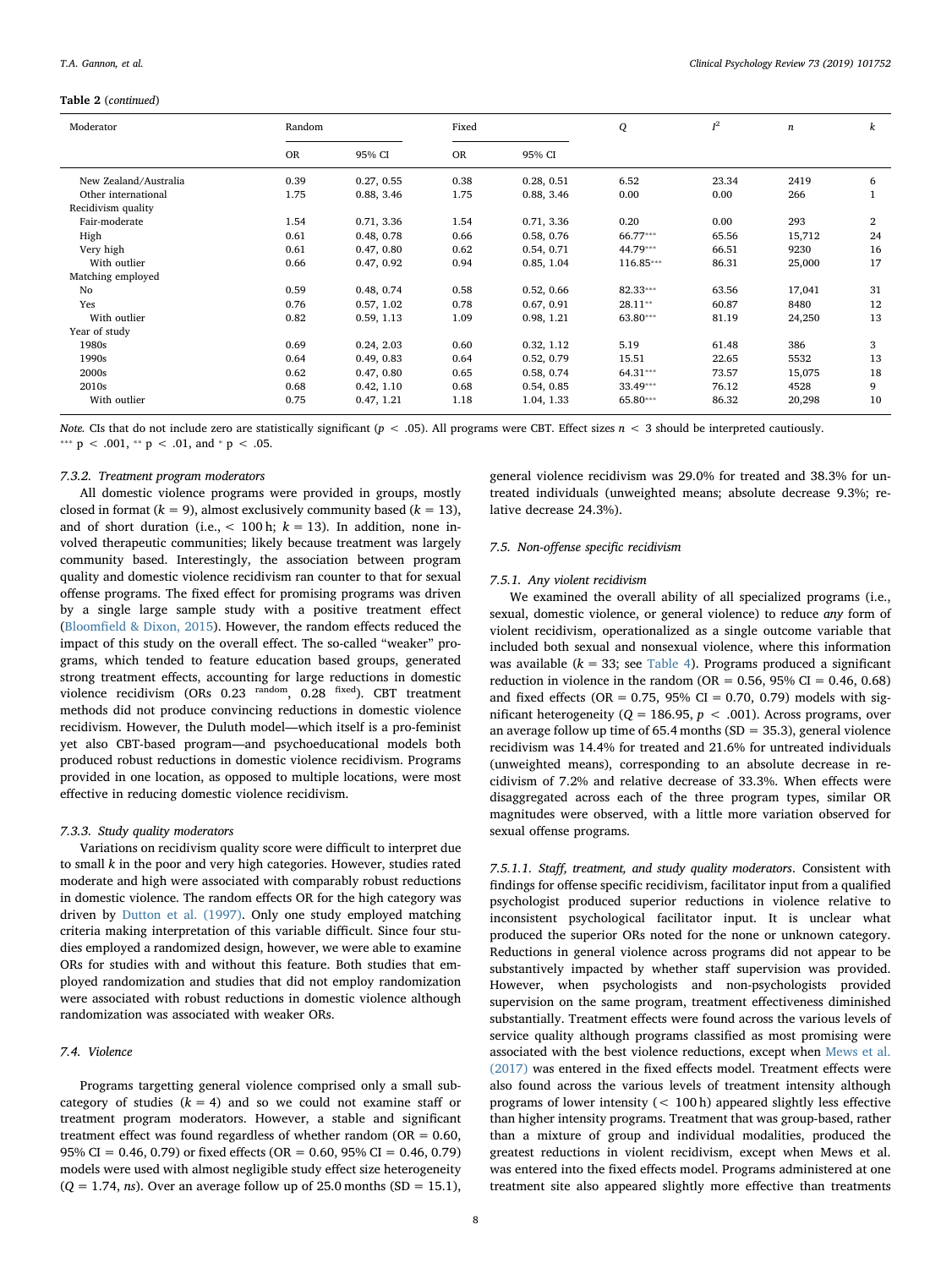**Table 2** (*continued*)

| Moderator | Random | | Fixed | | $Q$ | $I^2$ | $n$ | $k$ |
|---|---|---|---|---|---|---|---|---|
| | OR | 95% CI | OR | 95% CI | | | | |
| New Zealand/Australia | 0.39 | 0.27, 0.55 | 0.38 | 0.28, 0.51 | 6.52 | 23.34 | 2419 | 6 |
| Other international | 1.75 | 0.88, 3.46 | 1.75 | 0.88, 3.46 | 0.00 | 0.00 | 266 | 1 |
| Recidivism quality | | | | | | | | |
| Fair-moderate | 1.54 | 0.71, 3.36 | 1.54 | 0.71, 3.36 | 0.20 | 0.00 | 293 | 2 |
| High | 0.61 | 0.48, 0.78 | 0.66 | 0.58, 0.76 | 66.77*** | 65.56 | 15,712 | 24 |
| Very high | 0.61 | 0.47, 0.80 | 0.62 | 0.54, 0.71 | 44.79*** | 66.51 | 9230 | 16 |
| With outlier | 0.66 | 0.47, 0.92 | 0.94 | 0.85, 1.04 | 116.85*** | 86.31 | 25,000 | 17 |
| Matching employed | | | | | | | | |
| No | 0.59 | 0.48, 0.74 | 0.58 | 0.52, 0.66 | 82.33*** | 63.56 | 17,041 | 31 |
| Yes | 0.76 | 0.57, 1.02 | 0.78 | 0.67, 0.91 | 28.11** | 60.87 | 8480 | 12 |
| With outlier | 0.82 | 0.59, 1.13 | 1.09 | 0.98, 1.21 | 63.80*** | 81.19 | 24,250 | 13 |
| Year of study | | | | | | | | |
| 1980s | 0.69 | 0.24, 2.03 | 0.60 | 0.32, 1.12 | 5.19 | 61.48 | 386 | 3 |
| 1990s | 0.64 | 0.49, 0.83 | 0.64 | 0.52, 0.79 | 15.51 | 22.65 | 5532 | 13 |
| 2000s | 0.62 | 0.47, 0.80 | 0.65 | 0.58, 0.74 | 64.31*** | 73.57 | 15,075 | 18 |
| 2010s | 0.68 | 0.42, 1.10 | 0.68 | 0.54, 0.85 | 33.49*** | 76.12 | 4528 | 9 |
| With outlier | 0.75 | 0.47, 1.21 | 1.18 | 1.04, 1.33 | 65.80*** | 86.32 | 20,298 | 10 |

*Note.* CIs that do not include zero are statistically significant ($p < .05$). All programs were CBT. Effect sizes $n < 3$ should be interpreted cautiously.
*** $p < .001$, ** $p < .01$, and * $p < .05$.

#### 7.3.2. Treatment program moderators

All domestic violence programs were provided in groups, mostly closed in format ($k = 9$), almost exclusively community based ($k = 13$), and of short duration (i.e., < 100 h; $k = 13$). In addition, none involved therapeutic communities; likely because treatment was largely community based. Interestingly, the association between program quality and domestic violence recidivism ran counter to that for sexual offense programs. The fixed effect for promising programs was driven by a single large sample study with a positive treatment effect (Bloomfield & Dixon, 2015). However, the random effects reduced the impact of this study on the overall effect. The so-called "weaker" programs, which tended to feature education based groups, generated strong treatment effects, accounting for large reductions in domestic violence recidivism (ORs 0.23 [random], 0.28 [fixed]). CBT treatment methods did not produce convincing reductions in domestic violence recidivism. However, the Duluth model—which itself is a pro-feminist yet also CBT-based program—and psychoeducational models both produced robust reductions in domestic violence recidivism. Programs provided in one location, as opposed to multiple locations, were most effective in reducing domestic violence recidivism.

#### 7.3.3. Study quality moderators

Variations on recidivism quality score were difficult to interpret due to small $k$ in the poor and very high categories. However, studies rated moderate and high were associated with comparably robust reductions in domestic violence. The random effects OR for the high category was driven by Dutton et al. (1997). Only one study employed matching criteria making interpretation of this variable difficult. Since four studies employed a randomized design, however, we were able to examine ORs for studies with and without this feature. Both studies that employed randomization and studies that did not employ randomization were associated with robust reductions in domestic violence although randomization was associated with weaker ORs.

### 7.4. Violence

Programs targetting general violence comprised only a small subcategory of studies ($k = 4$) and so we could not examine staff or treatment program moderators. However, a stable and significant treatment effect was found regardless of whether random (OR = 0.60, 95% CI = 0.46, 0.79) or fixed effects (OR = 0.60, 95% CI = 0.46, 0.79) models were used with almost negligible study effect size heterogeneity ($Q = 1.74$, *ns*). Over an average follow up of 25.0 months (SD = 15.1), general violence recidivism was 29.0% for treated and 38.3% for untreated individuals (unweighted means; absolute decrease 9.3%; relative decrease 24.3%).

### 7.5. Non-offense specific recidivism

#### 7.5.1. Any violent recidivism

We examined the overall ability of all specialized programs (i.e., sexual, domestic violence, or general violence) to reduce *any* form of violent recidivism, operationalized as a single outcome variable that included both sexual and nonsexual violence, where this information was available ($k = 33$; see Table 4). Programs produced a significant reduction in violence in the random (OR = 0.56, 95% CI = 0.46, 0.68) and fixed effects (OR = 0.75, 95% CI = 0.70, 0.79) models with significant heterogeneity ($Q = 186.95$, $p < .001$). Across programs, over an average follow up time of 65.4 months (SD = 35.3), general violence recidivism was 14.4% for treated and 21.6% for untreated individuals (unweighted means), corresponding to an absolute decrease in recidivism of 7.2% and relative decrease of 33.3%. When effects were disaggregated across each of the three program types, similar OR magnitudes were observed, with a little more variation observed for sexual offense programs.

*7.5.1.1. Staff, treatment, and study quality moderators*. Consistent with findings for offense specific recidivism, facilitator input from a qualified psychologist produced superior reductions in violence relative to inconsistent psychological facilitator input. It is unclear what produced the superior ORs noted for the none or unknown category. Reductions in general violence across programs did not appear to be substantively impacted by whether staff supervision was provided. However, when psychologists and non-psychologists provided supervision on the same program, treatment effectiveness diminished substantially. Treatment effects were found across the various levels of service quality although programs classified as most promising were associated with the best violence reductions, except when Mews et al. (2017) was entered in the fixed effects model. Treatment effects were also found across the various levels of treatment intensity although programs of lower intensity (< 100 h) appeared slightly less effective than higher intensity programs. Treatment that was group-based, rather than a mixture of group and individual modalities, produced the greatest reductions in violent recidivism, except when Mews et al. was entered into the fixed effects model. Programs administered at one treatment site also appeared slightly more effective than treatments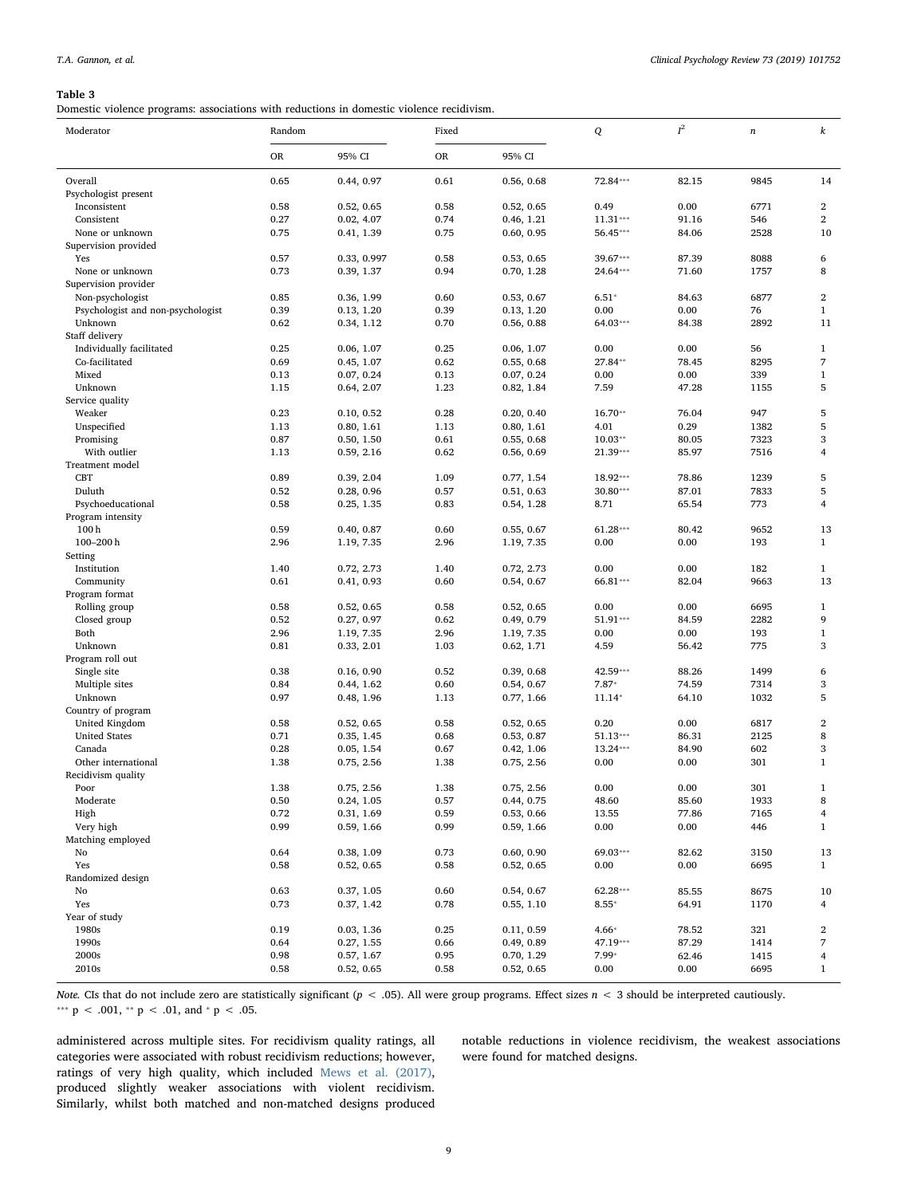**Table 3**
Domestic violence programs: associations with reductions in domestic violence recidivism.

| Moderator | Random | | Fixed | | $Q$ | $I^2$ | $n$ | $k$ |
|---|---|---|---|---|---|---|---|---|
| | OR | 95% CI | OR | 95% CI | | | | |
| Overall | 0.65 | 0.44, 0.97 | 0.61 | 0.56, 0.68 | 72.84*** | 82.15 | 9845 | 14 |
| Psychologist present | | | | | | | | |
| Inconsistent | 0.58 | 0.52, 0.65 | 0.58 | 0.52, 0.65 | 0.49 | 0.00 | 6771 | 2 |
| Consistent | 0.27 | 0.02, 4.07 | 0.74 | 0.46, 1.21 | 11.31*** | 91.16 | 546 | 2 |
| None or unknown | 0.75 | 0.41, 1.39 | 0.75 | 0.60, 0.95 | 56.45*** | 84.06 | 2528 | 10 |
| Supervision provided | | | | | | | | |
| Yes | 0.57 | 0.33, 0.997 | 0.58 | 0.53, 0.65 | 39.67*** | 87.39 | 8088 | 6 |
| None or unknown | 0.73 | 0.39, 1.37 | 0.94 | 0.70, 1.28 | 24.64*** | 71.60 | 1757 | 8 |
| Supervision provider | | | | | | | | |
| Non-psychologist | 0.85 | 0.36, 1.99 | 0.60 | 0.53, 0.67 | 6.51* | 84.63 | 6877 | 2 |
| Psychologist and non-psychologist | 0.39 | 0.13, 1.20 | 0.39 | 0.13, 1.20 | 0.00 | 0.00 | 76 | 1 |
| Unknown | 0.62 | 0.34, 1.12 | 0.70 | 0.56, 0.88 | 64.03*** | 84.38 | 2892 | 11 |
| Staff delivery | | | | | | | | |
| Individually facilitated | 0.25 | 0.06, 1.07 | 0.25 | 0.06, 1.07 | 0.00 | 0.00 | 56 | 1 |
| Co-facilitated | 0.69 | 0.45, 1.07 | 0.62 | 0.55, 0.68 | 27.84** | 78.45 | 8295 | 7 |
| Mixed | 0.13 | 0.07, 0.24 | 0.13 | 0.07, 0.24 | 0.00 | 0.00 | 339 | 1 |
| Unknown | 1.15 | 0.64, 2.07 | 1.23 | 0.82, 1.84 | 7.59 | 47.28 | 1155 | 5 |
| Service quality | | | | | | | | |
| Weaker | 0.23 | 0.10, 0.52 | 0.28 | 0.20, 0.40 | 16.70** | 76.04 | 947 | 5 |
| Unspecified | 1.13 | 0.80, 1.61 | 1.13 | 0.80, 1.61 | 4.01 | 0.29 | 1382 | 5 |
| Promising | 0.87 | 0.50, 1.50 | 0.61 | 0.55, 0.68 | 10.03** | 80.05 | 7323 | 3 |
| With outlier | 1.13 | 0.59, 2.16 | 0.62 | 0.56, 0.69 | 21.39*** | 85.97 | 7516 | 4 |
| Treatment model | | | | | | | | |
| CBT | 0.89 | 0.39, 2.04 | 1.09 | 0.77, 1.54 | 18.92*** | 78.86 | 1239 | 5 |
| Duluth | 0.52 | 0.28, 0.96 | 0.57 | 0.51, 0.63 | 30.80*** | 87.01 | 7833 | 5 |
| Psychoeducational | 0.58 | 0.25, 1.35 | 0.83 | 0.54, 1.28 | 8.71 | 65.54 | 773 | 4 |
| Program intensity | | | | | | | | |
| 100 h | 0.59 | 0.40, 0.87 | 0.60 | 0.55, 0.67 | 61.28*** | 80.42 | 9652 | 13 |
| 100–200 h | 2.96 | 1.19, 7.35 | 2.96 | 1.19, 7.35 | 0.00 | 0.00 | 193 | 1 |
| Setting | | | | | | | | |
| Institution | 1.40 | 0.72, 2.73 | 1.40 | 0.72, 2.73 | 0.00 | 0.00 | 182 | 1 |
| Community | 0.61 | 0.41, 0.93 | 0.60 | 0.54, 0.67 | 66.81*** | 82.04 | 9663 | 13 |
| Program format | | | | | | | | |
| Rolling group | 0.58 | 0.52, 0.65 | 0.58 | 0.52, 0.65 | 0.00 | 0.00 | 6695 | 1 |
| Closed group | 0.52 | 0.27, 0.97 | 0.62 | 0.49, 0.79 | 51.91*** | 84.59 | 2282 | 9 |
| Both | 2.96 | 1.19, 7.35 | 2.96 | 1.19, 7.35 | 0.00 | 0.00 | 193 | 1 |
| Unknown | 0.81 | 0.33, 2.01 | 1.03 | 0.62, 1.71 | 4.59 | 56.42 | 775 | 3 |
| Program roll out | | | | | | | | |
| Single site | 0.38 | 0.16, 0.90 | 0.52 | 0.39, 0.68 | 42.59*** | 88.26 | 1499 | 6 |
| Multiple sites | 0.84 | 0.44, 1.62 | 0.60 | 0.54, 0.67 | 7.87* | 74.59 | 7314 | 3 |
| Unknown | 0.97 | 0.48, 1.96 | 1.13 | 0.77, 1.66 | 11.14* | 64.10 | 1032 | 5 |
| Country of program | | | | | | | | |
| United Kingdom | 0.58 | 0.52, 0.65 | 0.58 | 0.52, 0.65 | 0.20 | 0.00 | 6817 | 2 |
| United States | 0.71 | 0.35, 1.45 | 0.68 | 0.53, 0.87 | 51.13*** | 86.31 | 2125 | 8 |
| Canada | 0.28 | 0.05, 1.54 | 0.67 | 0.42, 1.06 | 13.24*** | 84.90 | 602 | 3 |
| Other international | 1.38 | 0.75, 2.56 | 1.38 | 0.75, 2.56 | 0.00 | 0.00 | 301 | 1 |
| Recidivism quality | | | | | | | | |
| Poor | 1.38 | 0.75, 2.56 | 1.38 | 0.75, 2.56 | 0.00 | 0.00 | 301 | 1 |
| Moderate | 0.50 | 0.24, 1.05 | 0.57 | 0.44, 0.75 | 48.60 | 85.60 | 1933 | 8 |
| High | 0.72 | 0.31, 1.69 | 0.59 | 0.53, 0.66 | 13.55 | 77.86 | 7165 | 4 |
| Very high | 0.99 | 0.59, 1.66 | 0.99 | 0.59, 1.66 | 0.00 | 0.00 | 446 | 1 |
| Matching employed | | | | | | | | |
| No | 0.64 | 0.38, 1.09 | 0.73 | 0.60, 0.90 | 69.03*** | 82.62 | 3150 | 13 |
| Yes | 0.58 | 0.52, 0.65 | 0.58 | 0.52, 0.65 | 0.00 | 0.00 | 6695 | 1 |
| Randomized design | | | | | | | | |
| No | 0.63 | 0.37, 1.05 | 0.60 | 0.54, 0.67 | 62.28*** | 85.55 | 8675 | 10 |
| Yes | 0.73 | 0.37, 1.42 | 0.78 | 0.55, 1.10 | 8.55* | 64.91 | 1170 | 4 |
| Year of study | | | | | | | | |
| 1980s | 0.19 | 0.03, 1.36 | 0.25 | 0.11, 0.59 | 4.66* | 78.52 | 321 | 2 |
| 1990s | 0.64 | 0.27, 1.55 | 0.66 | 0.49, 0.89 | 47.19*** | 87.29 | 1414 | 7 |
| 2000s | 0.98 | 0.57, 1.67 | 0.95 | 0.70, 1.29 | 7.99* | 62.46 | 1415 | 4 |
| 2010s | 0.58 | 0.52, 0.65 | 0.58 | 0.52, 0.65 | 0.00 | 0.00 | 6695 | 1 |

*Note.* CIs that do not include zero are statistically significant ($p < .05$). All were group programs. Effect sizes $n < 3$ should be interpreted cautiously.
*** $p < .001$, ** $p < .01$, and * $p < .05$.

administered across multiple sites. For recidivism quality ratings, all categories were associated with robust recidivism reductions; however, ratings of very high quality, which included Mews et al. (2017), produced slightly weaker associations with violent recidivism. Similarly, whilst both matched and non-matched designs produced notable reductions in violence recidivism, the weakest associations were found for matched designs.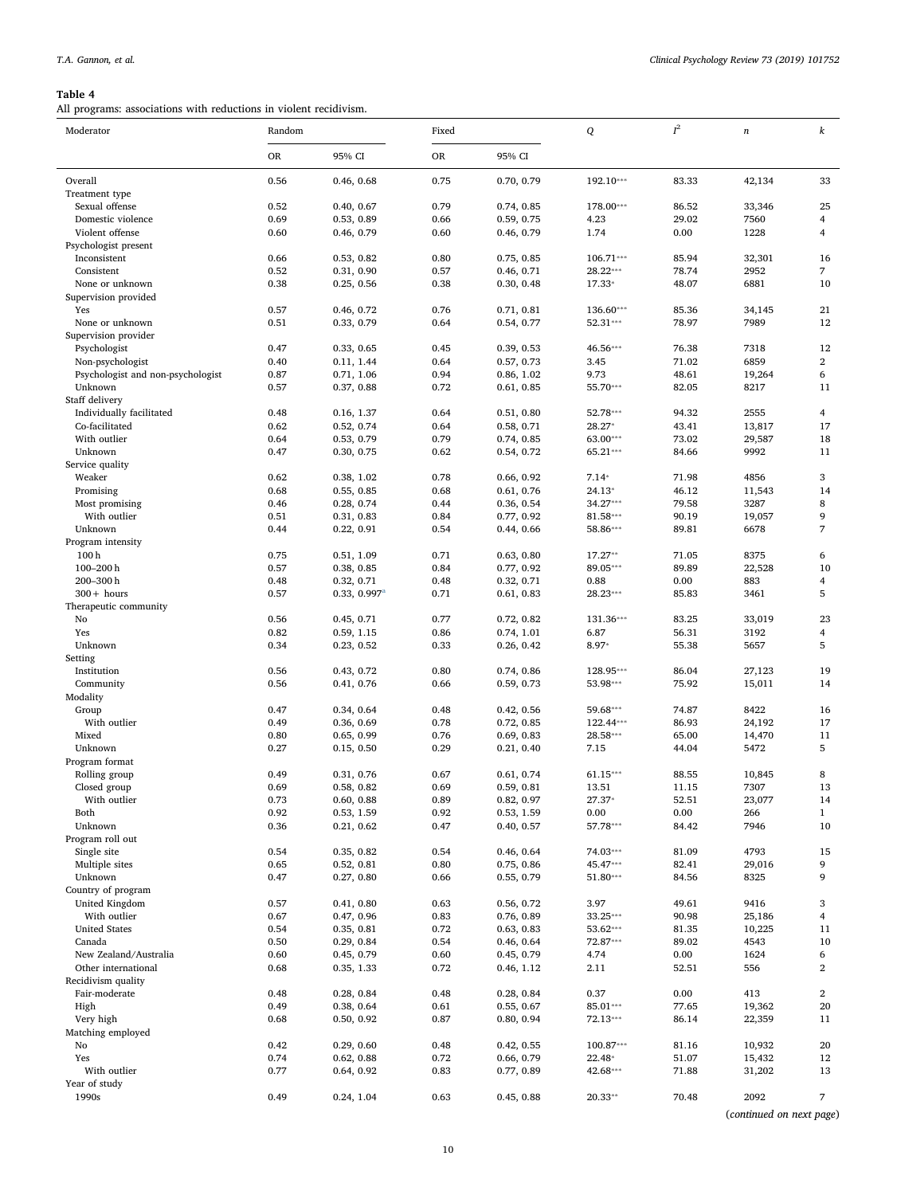**Table 4**
All programs: associations with reductions in violent recidivism.

| Moderator | Random | | Fixed | | $Q$ | $I^2$ | $n$ | $k$ |
|---|---|---|---|---|---|---|---|---|
| | OR | 95% CI | OR | 95% CI | | | | |
| Overall | 0.56 | 0.46, 0.68 | 0.75 | 0.70, 0.79 | 192.10*** | 83.33 | 42,134 | 33 |
| Treatment type | | | | | | | | |
| Sexual offense | 0.52 | 0.40, 0.67 | 0.79 | 0.74, 0.85 | 178.00*** | 86.52 | 33,346 | 25 |
| Domestic violence | 0.69 | 0.53, 0.89 | 0.66 | 0.59, 0.75 | 4.23 | 29.02 | 7560 | 4 |
| Violent offense | 0.60 | 0.46, 0.79 | 0.60 | 0.46, 0.79 | 1.74 | 0.00 | 1228 | 4 |
| Psychologist present | | | | | | | | |
| Inconsistent | 0.66 | 0.53, 0.82 | 0.80 | 0.75, 0.85 | 106.71*** | 85.94 | 32,301 | 16 |
| Consistent | 0.52 | 0.31, 0.90 | 0.57 | 0.46, 0.71 | 28.22*** | 78.74 | 2952 | 7 |
| None or unknown | 0.38 | 0.25, 0.56 | 0.38 | 0.30, 0.48 | 17.33* | 48.07 | 6881 | 10 |
| Supervision provided | | | | | | | | |
| Yes | 0.57 | 0.46, 0.72 | 0.76 | 0.71, 0.81 | 136.60*** | 85.36 | 34,145 | 21 |
| None or unknown | 0.51 | 0.33, 0.79 | 0.64 | 0.54, 0.77 | 52.31*** | 78.97 | 7989 | 12 |
| Supervision provider | | | | | | | | |
| Psychologist | 0.47 | 0.33, 0.65 | 0.45 | 0.39, 0.53 | 46.56*** | 76.38 | 7318 | 12 |
| Non-psychologist | 0.40 | 0.11, 1.44 | 0.64 | 0.57, 0.73 | 3.45 | 71.02 | 6859 | 2 |
| Psychologist and non-psychologist | 0.87 | 0.71, 1.06 | 0.94 | 0.86, 1.02 | 9.73 | 48.61 | 19,264 | 6 |
| Unknown | 0.57 | 0.37, 0.88 | 0.72 | 0.61, 0.85 | 55.70*** | 82.05 | 8217 | 11 |
| Staff delivery | | | | | | | | |
| Individually facilitated | 0.48 | 0.16, 1.37 | 0.64 | 0.51, 0.80 | 52.78*** | 94.32 | 2555 | 4 |
| Co-facilitated | 0.62 | 0.52, 0.74 | 0.64 | 0.58, 0.71 | 28.27* | 43.41 | 13,817 | 17 |
| With outlier | 0.64 | 0.53, 0.79 | 0.79 | 0.74, 0.85 | 63.00*** | 73.02 | 29,587 | 18 |
| Unknown | 0.47 | 0.30, 0.75 | 0.62 | 0.54, 0.72 | 65.21*** | 84.66 | 9992 | 11 |
| Service quality | | | | | | | | |
| Weaker | 0.62 | 0.38, 1.02 | 0.78 | 0.66, 0.92 | 7.14* | 71.98 | 4856 | 3 |
| Promising | 0.68 | 0.55, 0.85 | 0.68 | 0.61, 0.76 | 24.13* | 46.12 | 11,543 | 14 |
| Most promising | 0.46 | 0.28, 0.74 | 0.44 | 0.36, 0.54 | 34.27*** | 79.58 | 3287 | 8 |
| With outlier | 0.51 | 0.31, 0.83 | 0.84 | 0.77, 0.92 | 81.58*** | 90.19 | 19,057 | 9 |
| Unknown | 0.44 | 0.22, 0.91 | 0.54 | 0.44, 0.66 | 58.86*** | 89.81 | 6678 | 7 |
| Program intensity | | | | | | | | |
| 100 h | 0.75 | 0.51, 1.09 | 0.71 | 0.63, 0.80 | 17.27** | 71.05 | 8375 | 6 |
| 100–200 h | 0.57 | 0.38, 0.85 | 0.84 | 0.77, 0.92 | 89.05*** | 89.89 | 22,528 | 10 |
| 200–300 h | 0.48 | 0.32, 0.71 | 0.48 | 0.32, 0.71 | 0.88 | 0.00 | 883 | 4 |
| 300+ hours | 0.57 | 0.33, 0.997[a] | 0.71 | 0.61, 0.83 | 28.23*** | 85.83 | 3461 | 5 |
| Therapeutic community | | | | | | | | |
| No | 0.56 | 0.45, 0.71 | 0.77 | 0.72, 0.82 | 131.36*** | 83.25 | 33,019 | 23 |
| Yes | 0.82 | 0.59, 1.15 | 0.86 | 0.74, 1.01 | 6.87 | 56.31 | 3192 | 4 |
| Unknown | 0.34 | 0.23, 0.52 | 0.33 | 0.26, 0.42 | 8.97* | 55.38 | 5657 | 5 |
| Setting | | | | | | | | |
| Institution | 0.56 | 0.43, 0.72 | 0.80 | 0.74, 0.86 | 128.95*** | 86.04 | 27,123 | 19 |
| Community | 0.56 | 0.41, 0.76 | 0.66 | 0.59, 0.73 | 53.98*** | 75.92 | 15,011 | 14 |
| Modality | | | | | | | | |
| Group | 0.47 | 0.34, 0.64 | 0.48 | 0.42, 0.56 | 59.68*** | 74.87 | 8422 | 16 |
| With outlier | 0.49 | 0.36, 0.69 | 0.78 | 0.72, 0.85 | 122.44*** | 86.93 | 24,192 | 17 |
| Mixed | 0.80 | 0.65, 0.99 | 0.76 | 0.69, 0.83 | 28.58*** | 65.00 | 14,470 | 11 |
| Unknown | 0.27 | 0.15, 0.50 | 0.29 | 0.21, 0.40 | 7.15 | 44.04 | 5472 | 5 |
| Program format | | | | | | | | |
| Rolling group | 0.49 | 0.31, 0.76 | 0.67 | 0.61, 0.74 | 61.15*** | 88.55 | 10,845 | 8 |
| Closed group | 0.69 | 0.58, 0.82 | 0.69 | 0.59, 0.81 | 13.51 | 11.15 | 7307 | 13 |
| With outlier | 0.73 | 0.60, 0.88 | 0.89 | 0.82, 0.97 | 27.37* | 52.51 | 23,077 | 14 |
| Both | 0.92 | 0.53, 1.59 | 0.92 | 0.53, 1.59 | 0.00 | 0.00 | 266 | 1 |
| Unknown | 0.36 | 0.21, 0.62 | 0.47 | 0.40, 0.57 | 57.78*** | 84.42 | 7946 | 10 |
| Program roll out | | | | | | | | |
| Single site | 0.54 | 0.35, 0.82 | 0.54 | 0.46, 0.64 | 74.03*** | 81.09 | 4793 | 15 |
| Multiple sites | 0.65 | 0.52, 0.81 | 0.80 | 0.75, 0.86 | 45.47*** | 82.41 | 29,016 | 9 |
| Unknown | 0.47 | 0.27, 0.80 | 0.66 | 0.55, 0.79 | 51.80*** | 84.56 | 8325 | 9 |
| Country of program | | | | | | | | |
| United Kingdom | 0.57 | 0.41, 0.80 | 0.63 | 0.56, 0.72 | 3.97 | 49.61 | 9416 | 3 |
| With outlier | 0.67 | 0.47, 0.96 | 0.83 | 0.76, 0.89 | 33.25*** | 90.98 | 25,186 | 4 |
| United States | 0.54 | 0.35, 0.81 | 0.72 | 0.63, 0.83 | 53.62*** | 81.35 | 10,225 | 11 |
| Canada | 0.50 | 0.29, 0.84 | 0.54 | 0.46, 0.64 | 72.87*** | 89.02 | 4543 | 10 |
| New Zealand/Australia | 0.60 | 0.45, 0.79 | 0.60 | 0.45, 0.79 | 4.74 | 0.00 | 1624 | 6 |
| Other international | 0.68 | 0.35, 1.33 | 0.72 | 0.46, 1.12 | 2.11 | 52.51 | 556 | 2 |
| Recidivism quality | | | | | | | | |
| Fair-moderate | 0.48 | 0.28, 0.84 | 0.48 | 0.28, 0.84 | 0.37 | 0.00 | 413 | 2 |
| High | 0.49 | 0.38, 0.64 | 0.61 | 0.55, 0.67 | 85.01*** | 77.65 | 19,362 | 20 |
| Very high | 0.68 | 0.50, 0.92 | 0.87 | 0.80, 0.94 | 72.13*** | 86.14 | 22,359 | 11 |
| Matching employed | | | | | | | | |
| No | 0.42 | 0.29, 0.60 | 0.48 | 0.42, 0.55 | 100.87*** | 81.16 | 10,932 | 20 |
| Yes | 0.74 | 0.62, 0.88 | 0.72 | 0.66, 0.79 | 22.48* | 51.07 | 15,432 | 12 |
| With outlier | 0.77 | 0.64, 0.92 | 0.83 | 0.77, 0.89 | 42.68*** | 71.88 | 31,202 | 13 |
| Year of study | | | | | | | | |
| 1990s | 0.49 | 0.24, 1.04 | 0.63 | 0.45, 0.88 | 20.33** | 70.48 | 2092 | 7 |

(*continued on next page*)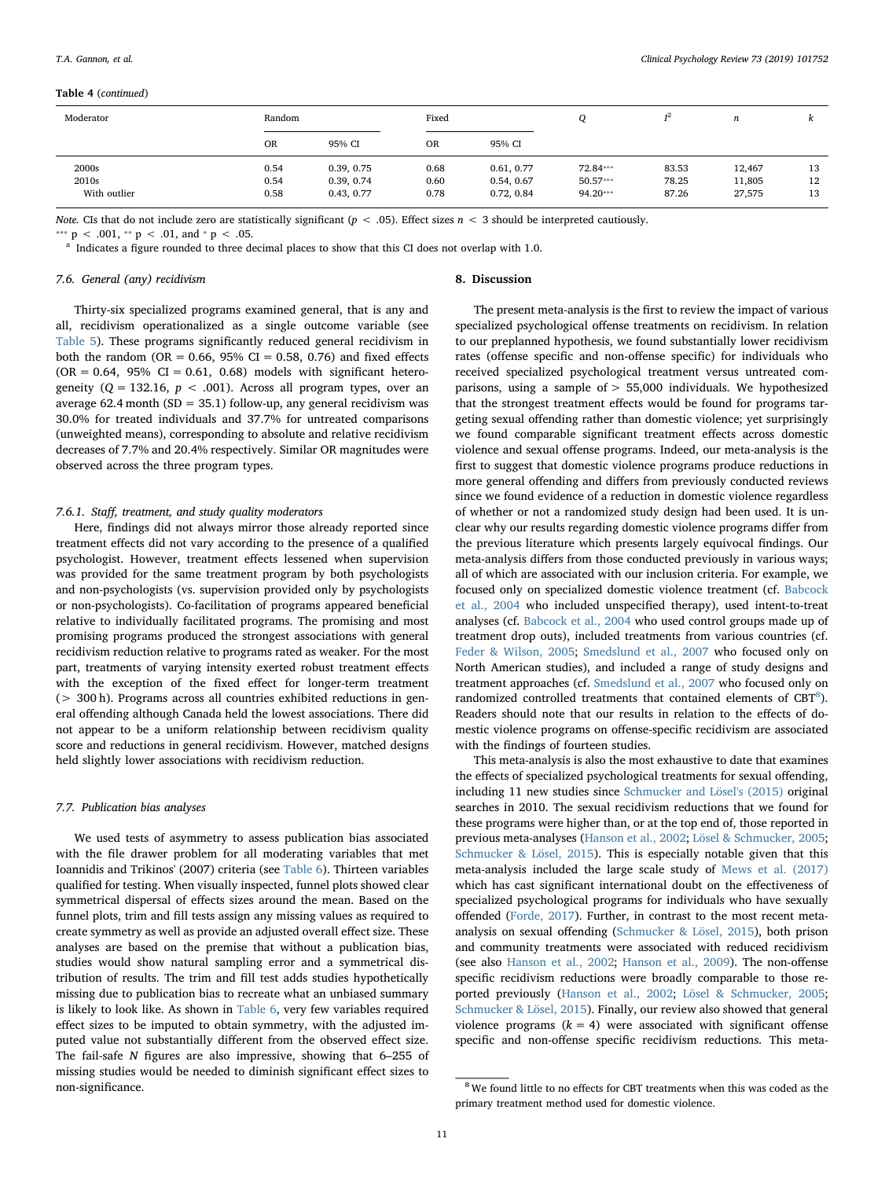**Table 4** (*continued*)

| Moderator | Random | | Fixed | | *Q* | $I^2$ | *n* | *k* |
|---|---|---|---|---|---|---|---|---|
| | OR | 95% CI | OR | 95% CI | | | | |
| 2000s | 0.54 | 0.39, 0.75 | 0.68 | 0.61, 0.77 | 72.84*** | 83.53 | 12,467 | 13 |
| 2010s | 0.54 | 0.39, 0.74 | 0.60 | 0.54, 0.67 | 50.57*** | 78.25 | 11,805 | 12 |
| With outlier | 0.58 | 0.43, 0.77 | 0.78 | 0.72, 0.84 | 94.20*** | 87.26 | 27,575 | 13 |

*Note.* CIs that do not include zero are statistically significant ($p < .05$). Effect sizes $n < 3$ should be interpreted cautiously.

*** $p < .001$, ** $p < .01$, and * $p < .05$.

[a] Indicates a figure rounded to three decimal places to show that this CI does not overlap with 1.0.

### 7.6. General (any) recidivism

Thirty-six specialized programs examined general, that is any and all, recidivism operationalized as a single outcome variable (see Table 5). These programs significantly reduced general recidivism in both the random (OR = 0.66, 95% CI = 0.58, 0.76) and fixed effects (OR = 0.64, 95% CI = 0.61, 0.68) models with significant heterogeneity ($Q = 132.16$, $p < .001$). Across all program types, over an average 62.4 month (SD = 35.1) follow-up, any general recidivism was 30.0% for treated individuals and 37.7% for untreated comparisons (unweighted means), corresponding to absolute and relative recidivism decreases of 7.7% and 20.4% respectively. Similar OR magnitudes were observed across the three program types.

#### 7.6.1. Staff, treatment, and study quality moderators

Here, findings did not always mirror those already reported since treatment effects did not vary according to the presence of a qualified psychologist. However, treatment effects lessened when supervision was provided for the same treatment program by both psychologists and non-psychologists (vs. supervision provided only by psychologists or non-psychologists). Co-facilitation of programs appeared beneficial relative to individually facilitated programs. The promising and most promising programs produced the strongest associations with general recidivism reduction relative to programs rated as weaker. For the most part, treatments of varying intensity exerted robust treatment effects with the exception of the fixed effect for longer-term treatment (> 300 h). Programs across all countries exhibited reductions in general offending although Canada held the lowest associations. There did not appear to be a uniform relationship between recidivism quality score and reductions in general recidivism. However, matched designs held slightly lower associations with recidivism reduction.

### 7.7. Publication bias analyses

We used tests of asymmetry to assess publication bias associated with the file drawer problem for all moderating variables that met Ioannidis and Trikinos' (2007) criteria (see Table 6). Thirteen variables qualified for testing. When visually inspected, funnel plots showed clear symmetrical dispersal of effects sizes around the mean. Based on the funnel plots, trim and fill tests assign any missing values as required to create symmetry as well as provide an adjusted overall effect size. These analyses are based on the premise that without a publication bias, studies would show natural sampling error and a symmetrical distribution of results. The trim and fill test adds studies hypothetically missing due to publication bias to recreate what an unbiased summary is likely to look like. As shown in Table 6, very few variables required effect sizes to be imputed to obtain symmetry, with the adjusted imputed value not substantially different from the observed effect size. The fail-safe *N* figures are also impressive, showing that 6–255 of missing studies would be needed to diminish significant effect sizes to non-significance.

## 8. Discussion

The present meta-analysis is the first to review the impact of various specialized psychological offense treatments on recidivism. In relation to our preplanned hypothesis, we found substantially lower recidivism rates (offense specific and non-offense specific) for individuals who received specialized psychological treatment versus untreated comparisons, using a sample of > 55,000 individuals. We hypothesized that the strongest treatment effects would be found for programs targeting sexual offending rather than domestic violence; yet surprisingly we found comparable significant treatment effects across domestic violence and sexual offense programs. Indeed, our meta-analysis is the first to suggest that domestic violence programs produce reductions in more general offending and differs from previously conducted reviews since we found evidence of a reduction in domestic violence regardless of whether or not a randomized study design had been used. It is unclear why our results regarding domestic violence programs differ from the previous literature which presents largely equivocal findings. Our meta-analysis differs from those conducted previously in various ways; all of which are associated with our inclusion criteria. For example, we focused only on specialized domestic violence treatment (cf. Babcock et al., 2004 who included unspecified therapy), used intent-to-treat analyses (cf. Babcock et al., 2004 who used control groups made up of treatment drop outs), included treatments from various countries (cf. Feder & Wilson, 2005; Smedslund et al., 2007 who focused only on North American studies), and included a range of study designs and treatment approaches (cf. Smedslund et al., 2007 who focused only on randomized controlled treatments that contained elements of CBT[8]). Readers should note that our results in relation to the effects of domestic violence programs on offense-specific recidivism are associated with the findings of fourteen studies.

This meta-analysis is also the most exhaustive to date that examines the effects of specialized psychological treatments for sexual offending, including 11 new studies since Schmucker and Lösel's (2015) original searches in 2010. The sexual recidivism reductions that we found for these programs were higher than, or at the top end of, those reported in previous meta-analyses (Hanson et al., 2002; Lösel & Schmucker, 2005; Schmucker & Lösel, 2015). This is especially notable given that this meta-analysis included the large scale study of Mews et al. (2017) which has cast significant international doubt on the effectiveness of specialized psychological programs for individuals who have sexually offended (Forde, 2017). Further, in contrast to the most recent meta-analysis on sexual offending (Schmucker & Lösel, 2015), both prison and community treatments were associated with reduced recidivism (see also Hanson et al., 2002; Hanson et al., 2009). The non-offense specific recidivism reductions were broadly comparable to those reported previously (Hanson et al., 2002; Lösel & Schmucker, 2005; Schmucker & Lösel, 2015). Finally, our review also showed that general violence programs ($k = 4$) were associated with significant offense specific and non-offense specific recidivism reductions. This meta-

[8] We found little to no effects for CBT treatments when this was coded as the primary treatment method used for domestic violence.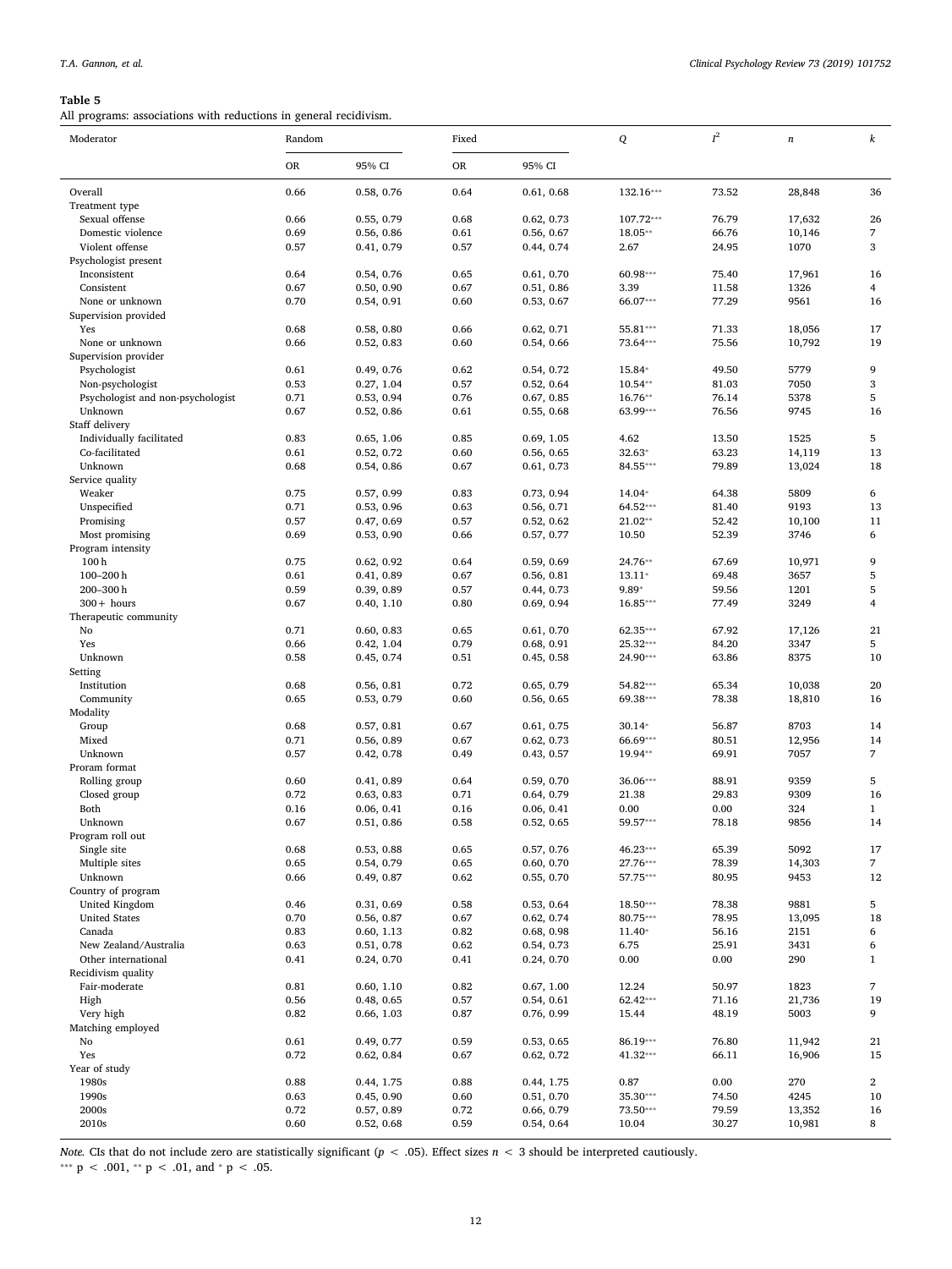**Table 5**

All programs: associations with reductions in general recidivism.

| Moderator | Random | | Fixed | | $Q$ | $I^2$ | $n$ | $k$ |
|---|---|---|---|---|---|---|---|---|
| | OR | 95% CI | OR | 95% CI | | | | |
| Overall | 0.66 | 0.58, 0.76 | 0.64 | 0.61, 0.68 | 132.16*** | 73.52 | 28,848 | 36 |
| Treatment type | | | | | | | | |
| Sexual offense | 0.66 | 0.55, 0.79 | 0.68 | 0.62, 0.73 | 107.72*** | 76.79 | 17,632 | 26 |
| Domestic violence | 0.69 | 0.56, 0.86 | 0.61 | 0.56, 0.67 | 18.05** | 66.76 | 10,146 | 7 |
| Violent offense | 0.57 | 0.41, 0.79 | 0.57 | 0.44, 0.74 | 2.67 | 24.95 | 1070 | 3 |
| Psychologist present | | | | | | | | |
| Inconsistent | 0.64 | 0.54, 0.76 | 0.65 | 0.61, 0.70 | 60.98*** | 75.40 | 17,961 | 16 |
| Consistent | 0.67 | 0.50, 0.90 | 0.67 | 0.51, 0.86 | 3.39 | 11.58 | 1326 | 4 |
| None or unknown | 0.70 | 0.54, 0.91 | 0.60 | 0.53, 0.67 | 66.07*** | 77.29 | 9561 | 16 |
| Supervision provided | | | | | | | | |
| Yes | 0.68 | 0.58, 0.80 | 0.66 | 0.62, 0.71 | 55.81*** | 71.33 | 18,056 | 17 |
| None or unknown | 0.66 | 0.52, 0.83 | 0.60 | 0.54, 0.66 | 73.64*** | 75.56 | 10,792 | 19 |
| Supervision provider | | | | | | | | |
| Psychologist | 0.61 | 0.49, 0.76 | 0.62 | 0.54, 0.72 | 15.84* | 49.50 | 5779 | 9 |
| Non-psychologist | 0.53 | 0.27, 1.04 | 0.57 | 0.52, 0.64 | 10.54** | 81.03 | 7050 | 3 |
| Psychologist and non-psychologist | 0.71 | 0.53, 0.94 | 0.76 | 0.67, 0.85 | 16.76** | 76.14 | 5378 | 5 |
| Unknown | 0.67 | 0.52, 0.86 | 0.61 | 0.55, 0.68 | 63.99*** | 76.56 | 9745 | 16 |
| Staff delivery | | | | | | | | |
| Individually facilitated | 0.83 | 0.65, 1.06 | 0.85 | 0.69, 1.05 | 4.62 | 13.50 | 1525 | 5 |
| Co-facilitated | 0.61 | 0.52, 0.72 | 0.60 | 0.56, 0.65 | 32.63* | 63.23 | 14,119 | 13 |
| Unknown | 0.68 | 0.54, 0.86 | 0.67 | 0.61, 0.73 | 84.55*** | 79.89 | 13,024 | 18 |
| Service quality | | | | | | | | |
| Weaker | 0.75 | 0.57, 0.99 | 0.83 | 0.73, 0.94 | 14.04* | 64.38 | 5809 | 6 |
| Unspecified | 0.71 | 0.53, 0.96 | 0.63 | 0.56, 0.71 | 64.52*** | 81.40 | 9193 | 13 |
| Promising | 0.57 | 0.47, 0.69 | 0.57 | 0.52, 0.62 | 21.02** | 52.42 | 10,100 | 11 |
| Most promising | 0.69 | 0.53, 0.90 | 0.66 | 0.57, 0.77 | 10.50 | 52.39 | 3746 | 6 |
| Program intensity | | | | | | | | |
| 100 h | 0.75 | 0.62, 0.92 | 0.64 | 0.59, 0.69 | 24.76** | 67.69 | 10,971 | 9 |
| 100–200 h | 0.61 | 0.41, 0.89 | 0.67 | 0.56, 0.81 | 13.11* | 69.48 | 3657 | 5 |
| 200–300 h | 0.59 | 0.39, 0.89 | 0.57 | 0.44, 0.73 | 9.89* | 59.56 | 1201 | 5 |
| 300+ hours | 0.67 | 0.40, 1.10 | 0.80 | 0.69, 0.94 | 16.85*** | 77.49 | 3249 | 4 |
| Therapeutic community | | | | | | | | |
| No | 0.71 | 0.60, 0.83 | 0.65 | 0.61, 0.70 | 62.35*** | 67.92 | 17,126 | 21 |
| Yes | 0.66 | 0.42, 1.04 | 0.79 | 0.68, 0.91 | 25.32*** | 84.20 | 3347 | 5 |
| Unknown | 0.58 | 0.45, 0.74 | 0.51 | 0.45, 0.58 | 24.90*** | 63.86 | 8375 | 10 |
| Setting | | | | | | | | |
| Institution | 0.68 | 0.56, 0.81 | 0.72 | 0.65, 0.79 | 54.82*** | 65.34 | 10,038 | 20 |
| Community | 0.65 | 0.53, 0.79 | 0.60 | 0.56, 0.65 | 69.38*** | 78.38 | 18,810 | 16 |
| Modality | | | | | | | | |
| Group | 0.68 | 0.57, 0.81 | 0.67 | 0.61, 0.75 | 30.14* | 56.87 | 8703 | 14 |
| Mixed | 0.71 | 0.56, 0.89 | 0.67 | 0.62, 0.73 | 66.69*** | 80.51 | 12,956 | 14 |
| Unknown | 0.57 | 0.42, 0.78 | 0.49 | 0.43, 0.57 | 19.94** | 69.91 | 7057 | 7 |
| Proram format | | | | | | | | |
| Rolling group | 0.60 | 0.41, 0.89 | 0.64 | 0.59, 0.70 | 36.06*** | 88.91 | 9359 | 5 |
| Closed group | 0.72 | 0.63, 0.83 | 0.71 | 0.64, 0.79 | 21.38 | 29.83 | 9309 | 16 |
| Both | 0.16 | 0.06, 0.41 | 0.16 | 0.06, 0.41 | 0.00 | 0.00 | 324 | 1 |
| Unknown | 0.67 | 0.51, 0.86 | 0.58 | 0.52, 0.65 | 59.57*** | 78.18 | 9856 | 14 |
| Program roll out | | | | | | | | |
| Single site | 0.68 | 0.53, 0.88 | 0.65 | 0.57, 0.76 | 46.23*** | 65.39 | 5092 | 17 |
| Multiple sites | 0.65 | 0.54, 0.79 | 0.65 | 0.60, 0.70 | 27.76*** | 78.39 | 14,303 | 7 |
| Unknown | 0.66 | 0.49, 0.87 | 0.62 | 0.55, 0.70 | 57.75*** | 80.95 | 9453 | 12 |
| Country of program | | | | | | | | |
| United Kingdom | 0.46 | 0.31, 0.69 | 0.58 | 0.53, 0.64 | 18.50*** | 78.38 | 9881 | 5 |
| United States | 0.70 | 0.56, 0.87 | 0.67 | 0.62, 0.74 | 80.75*** | 78.95 | 13,095 | 18 |
| Canada | 0.83 | 0.60, 1.13 | 0.82 | 0.68, 0.98 | 11.40* | 56.16 | 2151 | 6 |
| New Zealand/Australia | 0.63 | 0.51, 0.78 | 0.62 | 0.54, 0.73 | 6.75 | 25.91 | 3431 | 6 |
| Other international | 0.41 | 0.24, 0.70 | 0.41 | 0.24, 0.70 | 0.00 | 0.00 | 290 | 1 |
| Recidivism quality | | | | | | | | |
| Fair-moderate | 0.81 | 0.60, 1.10 | 0.82 | 0.67, 1.00 | 12.24 | 50.97 | 1823 | 7 |
| High | 0.56 | 0.48, 0.65 | 0.57 | 0.54, 0.61 | 62.42*** | 71.16 | 21,736 | 19 |
| Very high | 0.82 | 0.66, 1.03 | 0.87 | 0.76, 0.99 | 15.44 | 48.19 | 5003 | 9 |
| Matching employed | | | | | | | | |
| No | 0.61 | 0.49, 0.77 | 0.59 | 0.53, 0.65 | 86.19*** | 76.80 | 11,942 | 21 |
| Yes | 0.72 | 0.62, 0.84 | 0.67 | 0.62, 0.72 | 41.32*** | 66.11 | 16,906 | 15 |
| Year of study | | | | | | | | |
| 1980s | 0.88 | 0.44, 1.75 | 0.88 | 0.44, 1.75 | 0.87 | 0.00 | 270 | 2 |
| 1990s | 0.63 | 0.45, 0.90 | 0.60 | 0.51, 0.70 | 35.30*** | 74.50 | 4245 | 10 |
| 2000s | 0.72 | 0.57, 0.89 | 0.72 | 0.66, 0.79 | 73.50*** | 79.59 | 13,352 | 16 |
| 2010s | 0.60 | 0.52, 0.68 | 0.59 | 0.54, 0.64 | 10.04 | 30.27 | 10,981 | 8 |

*Note.* CIs that do not include zero are statistically significant ($p < .05$). Effect sizes $n < 3$ should be interpreted cautiously.
*** $p < .001$, ** $p < .01$, and * $p < .05$.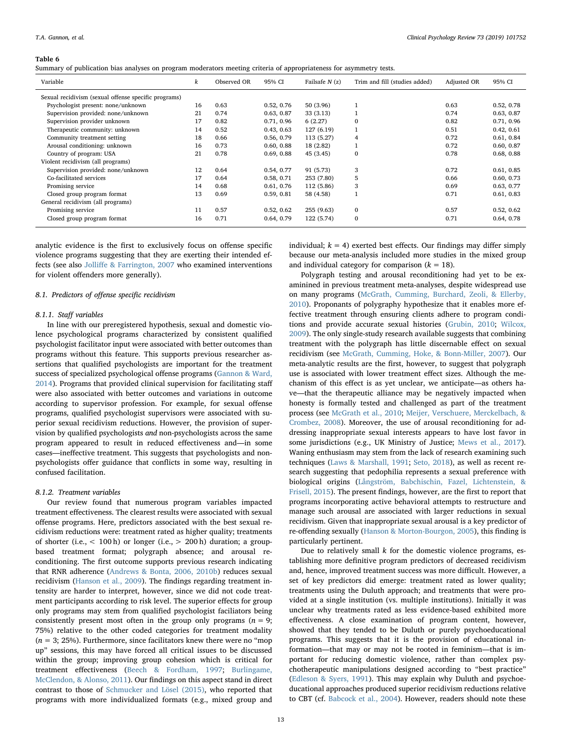**Table 6**
Summary of publication bias analyses on program moderators meeting criteria of appropriateness for asymmetry tests.

| Variable | k | Observed OR | 95% CI | Failsafe N (z) | Trim and fill (studies added) | Adjusted OR | 95% CI |
|---|---|---|---|---|---|---|---|
| Sexual recidivism (sexual offense specific programs) | | | | | | | |
| Psychologist present: none/unknown | 16 | 0.63 | 0.52, 0.76 | 50 (3.96) | 1 | 0.63 | 0.52, 0.78 |
| Supervision provided: none/unknown | 21 | 0.74 | 0.63, 0.87 | 33 (3.13) | 1 | 0.74 | 0.63, 0.87 |
| Supervision provider unknown | 17 | 0.82 | 0.71, 0.96 | 6 (2.27) | 0 | 0.82 | 0.71, 0.96 |
| Therapeutic community: unknown | 14 | 0.52 | 0.43, 0.63 | 127 (6.19) | 1 | 0.51 | 0.42, 0.61 |
| Community treatment setting | 18 | 0.66 | 0.56, 0.79 | 113 (5.27) | 4 | 0.72 | 0.61, 0.84 |
| Arousal conditioning: unknown | 16 | 0.73 | 0.60, 0.88 | 18 (2.82) | 1 | 0.72 | 0.60, 0.87 |
| Country of program: USA | 21 | 0.78 | 0.69, 0.88 | 45 (3.45) | 0 | 0.78 | 0.68, 0.88 |
| Violent recidivism (all programs) | | | | | | | |
| Supervision provided: none/unknown | 12 | 0.64 | 0.54, 0.77 | 91 (5.73) | 3 | 0.72 | 0.61, 0.85 |
| Co-facilitated services | 17 | 0.64 | 0.58, 0.71 | 253 (7.80) | 5 | 0.66 | 0.60, 0.73 |
| Promising service | 14 | 0.68 | 0.61, 0.76 | 112 (5.86) | 3 | 0.69 | 0.63, 0.77 |
| Closed group program format | 13 | 0.69 | 0.59, 0.81 | 58 (4.58) | 1 | 0.71 | 0.61, 0.83 |
| General recidivism (all programs) | | | | | | | |
| Promising service | 11 | 0.57 | 0.52, 0.62 | 255 (9.63) | 0 | 0.57 | 0.52, 0.62 |
| Closed group program format | 16 | 0.71 | 0.64, 0.79 | 122 (5.74) | 0 | 0.71 | 0.64, 0.78 |

analytic evidence is the first to exclusively focus on offense specific violence programs suggesting that they are exerting their intended effects (see also Jolliffe & Farrington, 2007 who examined interventions for violent offenders more generally).

### 8.1. Predictors of offense specific recidivism

#### 8.1.1. Staff variables

In line with our preregistered hypothesis, sexual and domestic violence psychological programs characterized by consistent qualified psychologist facilitator input were associated with better outcomes than programs without this feature. This supports previous researcher assertions that qualified psychologists are important for the treatment success of specialized psychological offense programs (Gannon & Ward, 2014). Programs that provided clinical supervision for facilitating staff were also associated with better outcomes and variations in outcome according to supervisor profession. For example, for sexual offense programs, qualified psychologist supervisors were associated with superior sexual recidivism reductions. However, the provision of supervision by qualified psychologists *and* non-psychologists across the same program appeared to result in reduced effectiveness and—in some cases—ineffective treatment. This suggests that psychologists and non-psychologists offer guidance that conflicts in some way, resulting in confused facilitation.

#### 8.1.2. Treatment variables

Our review found that numerous program variables impacted treatment effectiveness. The clearest results were associated with sexual offense programs. Here, predictors associated with the best sexual recidivism reductions were: treatment rated as higher quality; treatments of shorter (i.e., < 100 h) or longer (i.e., > 200 h) duration; a group-based treatment format; polygraph absence; and arousal reconditioning. The first outcome supports previous research indicating that RNR adherence (Andrews & Bonta, 2006, 2010b) reduces sexual recidivism (Hanson et al., 2009). The findings regarding treatment intensity are harder to interpret, however, since we did not code treatment participants according to risk level. The superior effects for group only programs may stem from qualified psychologist faciliators being consistently present most often in the group only programs ($n = 9$; 75%) relative to the other coded categories for treatment modality ($n = 3$; 25%). Furthermore, since facilitators knew there were no "mop up" sessions, this may have forced all critical issues to be discussed within the group; improving group cohesion which is critical for treatment effectiveness (Beech & Fordham, 1997; Burlingame, McClendon, & Alonso, 2011). Our findings on this aspect stand in direct contrast to those of Schmucker and Lösel (2015), who reported that programs with more individualized formats (e.g., mixed group and individual; $k = 4$) exerted best effects. Our findings may differ simply because our meta-analysis included more studies in the mixed group and individual category for comparison ($k = 18$).

Polygraph testing and arousal reconditioning had yet to be examinined in previous treatment meta-analyses, despite widespread use on many programs (McGrath, Cumming, Burchard, Zeoli, & Ellerby, 2010). Proponants of polygraphy hypothesize that it enables more effective treatment through ensuring clients adhere to program conditions and provide accurate sexual histories (Grubin, 2010; Wilcox, 2009). The only single-study research available suggests that combining treatment with the polygraph has little discernable effect on sexual recidivism (see McGrath, Cumming, Hoke, & Bonn-Miller, 2007). Our meta-analytic results are the first, however, to suggest that polygraph use is associated with lower treatment effect sizes. Although the mechanism of this effect is as yet unclear, we anticipate—as others have—that the therapeutic alliance may be negatively impacted when honesty is formally tested and challenged as part of the treatment process (see McGrath et al., 2010; Meijer, Verschuere, Merckelbach, & Crombez, 2008). Moreover, the use of arousal reconditioning for addressing inappropriate sexual interests appears to have lost favor in some jurisdictions (e.g., UK Ministry of Justice; Mews et al., 2017). Waning enthusiasm may stem from the lack of research examining such techniques (Laws & Marshall, 1991; Seto, 2018), as well as recent research suggesting that pedophilia represents a sexual preference with biological origins (Långström, Babchischin, Fazel, Lichtenstein, & Frisell, 2015). The present findings, however, are the first to report that programs incorporating active behavioral attempts to restructure and manage such arousal are associated with larger reductions in sexual recidivism. Given that inappropriate sexual arousal is a key predictor of re-offending sexually (Hanson & Morton-Bourgon, 2005), this finding is particularly pertinent.

Due to relatively small k for the domestic violence programs, establishing more definitive program predictors of decreased recidivism and, hence, improved treatment success was more difficult. However, a set of key predictors did emerge: treatment rated as lower quality; treatments using the Duluth approach; and treatments that were provided at a single institution (vs. multiple institutions). Initially it was unclear why treatments rated as less evidence-based exhibited more effectiveness. A close examination of program content, however, showed that they tended to be Duluth or purely psychoeducational programs. This suggests that it is the provision of educational information—that may or may not be rooted in feminism—that is important for reducing domestic violence, rather than complex psychotherapeutic manipulations designed according to "best practice" (Edleson & Syers, 1991). This may explain why Duluth and psychoeducational approaches produced superior recidivism reductions relative to CBT (cf. Babcock et al., 2004). However, readers should note these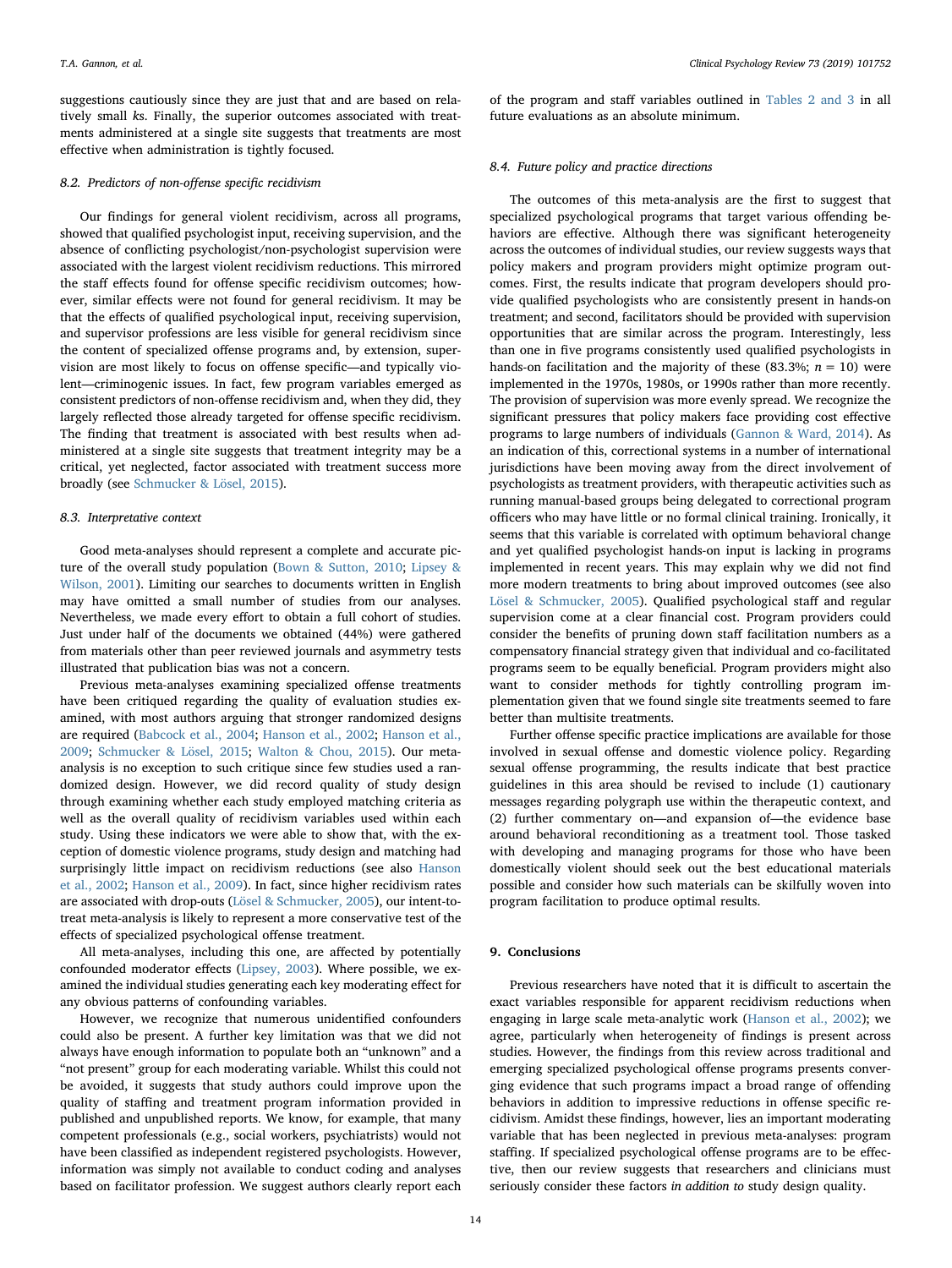suggestions cautiously since they are just that and are based on relatively small *k*s. Finally, the superior outcomes associated with treatments administered at a single site suggests that treatments are most effective when administration is tightly focused.

### 8.2. Predictors of non-offense specific recidivism

Our findings for general violent recidivism, across all programs, showed that qualified psychologist input, receiving supervision, and the absence of conflicting psychologist/non-psychologist supervision were associated with the largest violent recidivism reductions. This mirrored the staff effects found for offense specific recidivism outcomes; however, similar effects were not found for general recidivism. It may be that the effects of qualified psychological input, receiving supervision, and supervisor professions are less visible for general recidivism since the content of specialized offense programs and, by extension, supervision are most likely to focus on offense specific—and typically violent—criminogenic issues. In fact, few program variables emerged as consistent predictors of non-offense recidivism and, when they did, they largely reflected those already targeted for offense specific recidivism. The finding that treatment is associated with best results when administered at a single site suggests that treatment integrity may be a critical, yet neglected, factor associated with treatment success more broadly (see Schmucker & Lösel, 2015).

### 8.3. Interpretative context

Good meta-analyses should represent a complete and accurate picture of the overall study population (Bown & Sutton, 2010; Lipsey & Wilson, 2001). Limiting our searches to documents written in English may have omitted a small number of studies from our analyses. Nevertheless, we made every effort to obtain a full cohort of studies. Just under half of the documents we obtained (44%) were gathered from materials other than peer reviewed journals and asymmetry tests illustrated that publication bias was not a concern.

Previous meta-analyses examining specialized offense treatments have been critiqued regarding the quality of evaluation studies examined, with most authors arguing that stronger randomized designs are required (Babcock et al., 2004; Hanson et al., 2002; Hanson et al., 2009; Schmucker & Lösel, 2015; Walton & Chou, 2015). Our meta-analysis is no exception to such critique since few studies used a randomized design. However, we did record quality of study design through examining whether each study employed matching criteria as well as the overall quality of recidivism variables used within each study. Using these indicators we were able to show that, with the exception of domestic violence programs, study design and matching had surprisingly little impact on recidivism reductions (see also Hanson et al., 2002; Hanson et al., 2009). In fact, since higher recidivism rates are associated with drop-outs (Lösel & Schmucker, 2005), our intent-to-treat meta-analysis is likely to represent a more conservative test of the effects of specialized psychological offense treatment.

All meta-analyses, including this one, are affected by potentially confounded moderator effects (Lipsey, 2003). Where possible, we examined the individual studies generating each key moderating effect for any obvious patterns of confounding variables.

However, we recognize that numerous unidentified confounders could also be present. A further key limitation was that we did not always have enough information to populate both an "unknown" and a "not present" group for each moderating variable. Whilst this could not be avoided, it suggests that study authors could improve upon the quality of staffing and treatment program information provided in published and unpublished reports. We know, for example, that many competent professionals (e.g., social workers, psychiatrists) would not have been classified as independent registered psychologists. However, information was simply not available to conduct coding and analyses based on facilitator profession. We suggest authors clearly report each of the program and staff variables outlined in Tables 2 and 3 in all future evaluations as an absolute minimum.

### 8.4. Future policy and practice directions

The outcomes of this meta-analysis are the first to suggest that specialized psychological programs that target various offending behaviors are effective. Although there was significant heterogeneity across the outcomes of individual studies, our review suggests ways that policy makers and program providers might optimize program outcomes. First, the results indicate that program developers should provide qualified psychologists who are consistently present in hands-on treatment; and second, facilitators should be provided with supervision opportunities that are similar across the program. Interestingly, less than one in five programs consistently used qualified psychologists in hands-on facilitation and the majority of these (83.3%; $n = 10$) were implemented in the 1970s, 1980s, or 1990s rather than more recently. The provision of supervision was more evenly spread. We recognize the significant pressures that policy makers face providing cost effective programs to large numbers of individuals (Gannon & Ward, 2014). As an indication of this, correctional systems in a number of international jurisdictions have been moving away from the direct involvement of psychologists as treatment providers, with therapeutic activities such as running manual-based groups being delegated to correctional program officers who may have little or no formal clinical training. Ironically, it seems that this variable is correlated with optimum behavioral change and yet qualified psychologist hands-on input is lacking in programs implemented in recent years. This may explain why we did not find more modern treatments to bring about improved outcomes (see also Lösel & Schmucker, 2005). Qualified psychological staff and regular supervision come at a clear financial cost. Program providers could consider the benefits of pruning down staff facilitation numbers as a compensatory financial strategy given that individual and co-facilitated programs seem to be equally beneficial. Program providers might also want to consider methods for tightly controlling program implementation given that we found single site treatments seemed to fare better than multisite treatments.

Further offense specific practice implications are available for those involved in sexual offense and domestic violence policy. Regarding sexual offense programming, the results indicate that best practice guidelines in this area should be revised to include (1) cautionary messages regarding polygraph use within the therapeutic context, and (2) further commentary on—and expansion of—the evidence base around behavioral reconditioning as a treatment tool. Those tasked with developing and managing programs for those who have been domestically violent should seek out the best educational materials possible and consider how such materials can be skilfully woven into program facilitation to produce optimal results.

## 9. Conclusions

Previous researchers have noted that it is difficult to ascertain the exact variables responsible for apparent recidivism reductions when engaging in large scale meta-analytic work (Hanson et al., 2002); we agree, particularly when heterogeneity of findings is present across studies. However, the findings from this review across traditional and emerging specialized psychological offense programs presents converging evidence that such programs impact a broad range of offending behaviors in addition to impressive reductions in offense specific recidivism. Amidst these findings, however, lies an important moderating variable that has been neglected in previous meta-analyses: program staffing. If specialized psychological offense programs are to be effective, then our review suggests that researchers and clinicians must seriously consider these factors *in addition to* study design quality.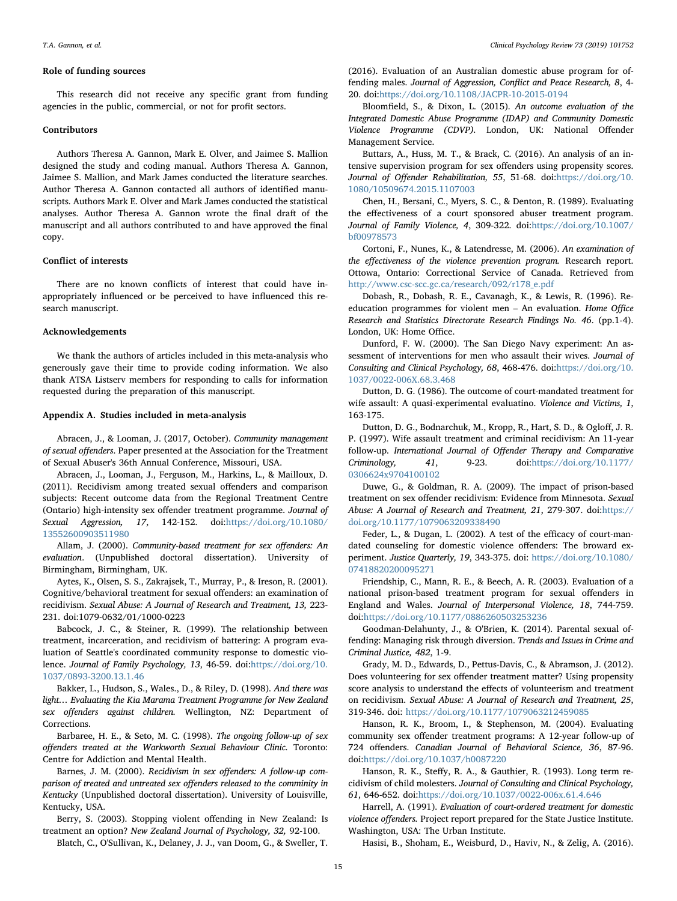### Role of funding sources

This research did not receive any specific grant from funding agencies in the public, commercial, or not for profit sectors.

### Contributors

Authors Theresa A. Gannon, Mark E. Olver, and Jaimee S. Mallion designed the study and coding manual. Authors Theresa A. Gannon, Jaimee S. Mallion, and Mark James conducted the literature searches. Author Theresa A. Gannon contacted all authors of identified manuscripts. Authors Mark E. Olver and Mark James conducted the statistical analyses. Author Theresa A. Gannon wrote the final draft of the manuscript and all authors contributed to and have approved the final copy.

### Conflict of interests

There are no known conflicts of interest that could have inappropriately influenced or be perceived to have influenced this research manuscript.

### Acknowledgements

We thank the authors of articles included in this meta-analysis who generously gave their time to provide coding information. We also thank ATSA Listserv members for responding to calls for information requested during the preparation of this manuscript.

### Appendix A. Studies included in meta-analysis

Abracen, J., & Looman, J. (2017, October). *Community management of sexual offenders*. Paper presented at the Association for the Treatment of Sexual Abuser's 36th Annual Conference, Missouri, USA.

Abracen, J., Looman, J., Ferguson, M., Harkins, L., & Mailloux, D. (2011). Recidivism among treated sexual offenders and comparison subjects: Recent outcome data from the Regional Treatment Centre (Ontario) high-intensity sex offender treatment programme. *Journal of Sexual Aggression, 17*, 142-152. doi:https://doi.org/10.1080/13552600903511980

Allam, J. (2000). *Community-based treatment for sex offenders: An evaluation*. (Unpublished doctoral dissertation). University of Birmingham, Birmingham, UK.

Aytes, K., Olsen, S. S., Zakrajsek, T., Murray, P., & Ireson, R. (2001). Cognitive/behavioral treatment for sexual offenders: an examination of recidivism. *Sexual Abuse: A Journal of Research and Treatment, 13,* 223-231. doi:1079-0632/01/1000-0223

Babcock, J. C., & Steiner, R. (1999). The relationship between treatment, incarceration, and recidivism of battering: A program evaluation of Seattle's coordinated community response to domestic violence. *Journal of Family Psychology, 13*, 46-59. doi:https://doi.org/10.1037/0893-3200.13.1.46

Bakker, L., Hudson, S., Wales., D., & Riley, D. (1998). *And there was light… Evaluating the Kia Marama Treatment Programme for New Zealand sex offenders against children.* Wellington, NZ: Department of Corrections.

Barbaree, H. E., & Seto, M. C. (1998). *The ongoing follow-up of sex offenders treated at the Warkworth Sexual Behaviour Clinic.* Toronto: Centre for Addiction and Mental Health.

Barnes, J. M. (2000). *Recidivism in sex offenders: A follow-up comparison of treated and untreated sex offenders released to the comminity in Kentucky* (Unpublished doctoral dissertation). University of Louisville, Kentucky, USA.

Berry, S. (2003). Stopping violent offending in New Zealand: Is treatment an option? *New Zealand Journal of Psychology, 32,* 92-100.

Blatch, C., O'Sullivan, K., Delaney, J. J., van Doom, G., & Sweller, T. (2016). Evaluation of an Australian domestic abuse program for offending males. *Journal of Aggression, Conflict and Peace Research, 8*, 4-20. doi:https://doi.org/10.1108/JACPR-10-2015-0194

Bloomfield, S., & Dixon, L. (2015). *An outcome evaluation of the Integrated Domestic Abuse Programme (IDAP) and Community Domestic Violence Programme (CDVP)*. London, UK: National Offender Management Service.

Buttars, A., Huss, M. T., & Brack, C. (2016). An analysis of an intensive supervision program for sex offenders using propensity scores. *Journal of Offender Rehabilitation, 55*, 51-68. doi:https://doi.org/10.1080/10509674.2015.1107003

Chen, H., Bersani, C., Myers, S. C., & Denton, R. (1989). Evaluating the effectiveness of a court sponsored abuser treatment program. *Journal of Family Violence, 4*, 309-322. doi:https://doi.org/10.1007/bf00978573

Cortoni, F., Nunes, K., & Latendresse, M. (2006). *An examination of the effectiveness of the violence prevention program.* Research report. Ottowa, Ontario: Correctional Service of Canada. Retrieved from http://www.csc-scc.gc.ca/research/092/r178_e.pdf

Dobash, R., Dobash, R. E., Cavanagh, K., & Lewis, R. (1996). Re-education programmes for violent men – An evaluation. *Home Office Research and Statistics Directorate Research Findings No. 46*. (pp.1-4). London, UK: Home Office.

Dunford, F. W. (2000). The San Diego Navy experiment: An assessment of interventions for men who assault their wives. *Journal of Consulting and Clinical Psychology, 68*, 468-476. doi:https://doi.org/10.1037/0022-006X.68.3.468

Dutton, D. G. (1986). The outcome of court-mandated treatment for wife assault: A quasi-experimental evaluatino. *Violence and Victims, 1*, 163-175.

Dutton, D. G., Bodnarchuk, M., Kropp, R., Hart, S. D., & Ogloff, J. R. P. (1997). Wife assault treatment and criminal recidivism: An 11-year follow-up. *International Journal of Offender Therapy and Comparative Criminology, 41*, 9-23. doi:https://doi.org/10.1177/0306624x9704100102

Duwe, G., & Goldman, R. A. (2009). The impact of prison-based treatment on sex offender recidivism: Evidence from Minnesota. *Sexual Abuse: A Journal of Research and Treatment, 21*, 279-307. doi:https://doi.org/10.1177/1079063209338490

Feder, L., & Dugan, L. (2002). A test of the efficacy of court-mandated counseling for domestic violence offenders: The broward experiment. *Justice Quarterly, 19*, 343-375. doi: https://doi.org/10.1080/07418820200095271

Friendship, C., Mann, R. E., & Beech, A. R. (2003). Evaluation of a national prison-based treatment program for sexual offenders in England and Wales. *Journal of Interpersonal Violence, 18*, 744-759. doi:https://doi.org/10.1177/0886260503253236

Goodman-Delahunty, J., & O'Brien, K. (2014). Parental sexual offending: Managing risk through diversion. *Trends and Issues in Crime and Criminal Justice, 482*, 1-9.

Grady, M. D., Edwards, D., Pettus-Davis, C., & Abramson, J. (2012). Does volunteering for sex offender treatment matter? Using propensity score analysis to understand the effects of volunteerism and treatment on recidivism. *Sexual Abuse: A Journal of Research and Treatment, 25*, 319-346. doi: https://doi.org/10.1177/1079063212459085

Hanson, R. K., Broom, I., & Stephenson, M. (2004). Evaluating community sex offender treatment programs: A 12-year follow-up of 724 offenders. *Canadian Journal of Behavioral Science, 36*, 87-96. doi:https://doi.org/10.1037/h0087220

Hanson, R. K., Steffy, R. A., & Gauthier, R. (1993). Long term recidivism of child molesters. *Journal of Consulting and Clinical Psychology, 61*, 646-652. doi:https://doi.org/10.1037/0022-006x.61.4.646

Harrell, A. (1991). *Evaluation of court-ordered treatment for domestic violence offenders.* Project report prepared for the State Justice Institute. Washington, USA: The Urban Institute.

Hasisi, B., Shoham, E., Weisburd, D., Haviv, N., & Zelig, A. (2016).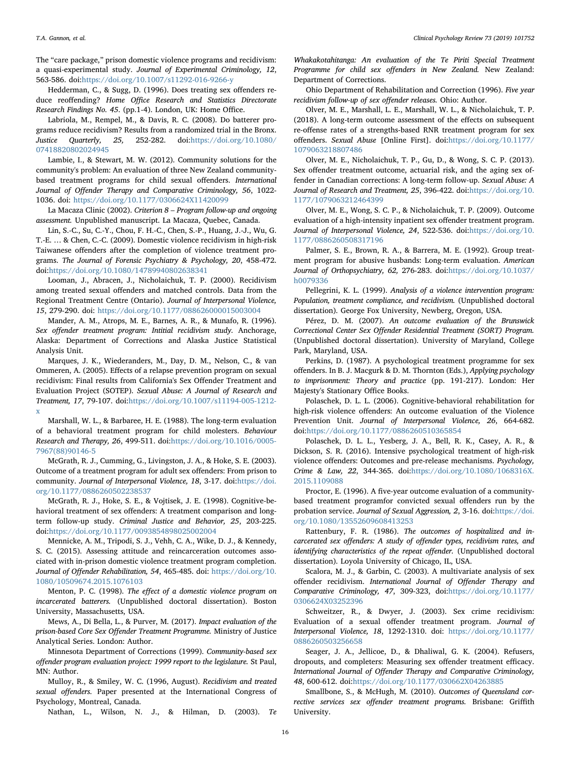The "care package," prison domestic violence programs and recidivism: a quasi-experimental study. *Journal of Experimental Criminology, 12*, 563-586. doi:https://doi.org/10.1007/s11292-016-9266-y

Hedderman, C., & Sugg, D. (1996). Does treating sex offenders reduce reoffending? *Home Office Research and Statistics Directorate Research Findings No. 45*. (pp.1-4). London, UK: Home Office.

Labriola, M., Rempel, M., & Davis, R. C. (2008). Do batterer programs reduce recidivism? Results from a randomized trial in the Bronx. *Justice Quarterly, 25,* 252-282. doi:https://doi.org/10.1080/07418820802024945

Lambie, I., & Stewart, M. W. (2012). Community solutions for the community's problem: An evaluation of three New Zealand community-based treatment programs for child sexual offenders. *International Journal of Offender Therapy and Comparative Criminology, 56*, 1022-1036. doi: https://doi.org/10.1177/0306624X11420099

La Macaza Clinic (2002). *Criterion 8 – Program follow-up and ongoing assessment.* Unpublished manuscript. La Macaza, Quebec, Canada.

Lin, S.-C., Su, C.-Y., Chou, F. H.-C., Chen, S.-P., Huang, J.-J., Wu, G. T.-E. … & Chen, C.-C. (2009). Domestic violence recidivism in high-risk Taiwanese offenders after the completion of violence treatment programs. *The Journal of Forensic Psychiatry & Psychology, 20*, 458-472. doi:https://doi.org/10.1080/14789940802638341

Looman, J., Abracen, J., Nicholaichuk, T. P. (2000). Recidivism among treated sexual offenders and matched controls. Data from the Regional Treatment Centre (Ontario). *Journal of Interpersonal Violence, 15*, 279-290. doi: https://doi.org/10.1177/088626000015003004

Mander, A. M., Atrops, M. E., Barnes, A. R., & Munafo, R. (1996). *Sex offender treatment program: Intitial recidivism study.* Anchorage, Alaska: Department of Corrections and Alaska Justice Statistical Analysis Unit.

Marques, J. K., Wiederanders, M., Day, D. M., Nelson, C., & van Ommeren, A. (2005). Effects of a relapse prevention program on sexual recidivism: Final results from California's Sex Offender Treatment and Evaluation Project (SOTEP). *Sexual Abuse: A Journal of Research and Treatment, 17*, 79-107. doi:https://doi.org/10.1007/s11194-005-1212-x

Marshall, W. L., & Barbaree, H. E. (1988). The long-term evaluation of a behavioral treatment program for child molesters. *Behaviour Research and Therapy, 26*, 499-511. doi:https://doi.org/10.1016/0005-7967(88)90146-5

McGrath, R. J., Cumming, G., Livingston, J. A., & Hoke, S. E. (2003). Outcome of a treatment program for adult sex offenders: From prison to community. *Journal of Interpersonal Violence, 18*, 3-17. doi:https://doi.org/10.1177/0886260502238537

McGrath, R. J., Hoke, S. E., & Vojtisek, J. E. (1998). Cognitive-behavioral treatment of sex offenders: A treatment comparison and long-term follow-up study. *Criminal Justice and Behavior, 25*, 203-225. doi:https://doi.org/10.1177/0093854898025002004

Mennicke, A. M., Tripodi, S. J., Vehh, C. A., Wike, D. J., & Kennedy, S. C. (2015). Assessing attitude and reincarceration outcomes associated with in-prison domestic violence treatment program completion. *Journal of Offender Rehabilitation, 54*, 465-485. doi: https://doi.org/10.1080/10509674.2015.1076103

Menton, P. C. (1998). *The effect of a domestic violence program on incarcerated batterers.* (Unpublished doctoral dissertation). Boston University, Massachusetts, USA.

Mews, A., Di Bella, L., & Purver, M. (2017). *Impact evaluation of the prison-based Core Sex Offender Treatment Programme.* Ministry of Justice Analytical Series. London: Author.

Minnesota Department of Corrections (1999). *Community-based sex offender program evaluation project: 1999 report to the legislature.* St Paul, MN: Author.

Mulloy, R., & Smiley, W. C. (1996, August). *Recidivism and treated sexual offenders.* Paper presented at the International Congress of Psychology, Montreal, Canada.

Nathan, L., Wilson, N. J., & Hilman, D. (2003). *Te Whakakotahitanga: An evaluation of the Te Piriti Special Treatment Programme for child sex offenders in New Zealand.* New Zealand: Department of Corrections.

Ohio Department of Rehabilitation and Correction (1996). *Five year recidivism follow-up of sex offender releases.* Ohio: Author.

Olver, M. E., Marshall, L. E., Marshall, W. L., & Nicholaichuk, T. P. (2018). A long-term outcome assessment of the effects on subsequent re-offense rates of a strengths-based RNR treatment program for sex offenders. *Sexual Abuse* [Online First]. doi:https://doi.org/10.1177/1079063218807486

Olver, M. E., Nicholaichuk, T. P., Gu, D., & Wong, S. C. P. (2013). Sex offender treatment outcome, actuarial risk, and the aging sex offender in Canadian corrections: A long-term follow-up. *Sexual Abuse: A Journal of Research and Treatment, 25*, 396-422. doi:https://doi.org/10.1177/1079063212464399

Olver, M. E., Wong, S. C. P., & Nicholaichuk, T. P. (2009). Outcome evaluation of a high-intensity inpatient sex offender treatment program. *Journal of Interpersonal Violence, 24*, 522-536. doi:https://doi.org/10.1177/0886260508317196

Palmer, S. E., Brown, R. A., & Barrera, M. E. (1992). Group treatment program for abusive husbands: Long-term evaluation. *American Journal of Orthopsychiatry, 62,* 276-283. doi:https://doi.org/10.1037/h0079336

Pellegrini, K. L. (1999). *Analysis of a violence intervention program: Population, treatment compliance, and recidivism.* (Unpublished doctoral dissertation). George Fox University, Newberg, Oregon, USA.

Pérez, D. M. (2007). *An outcome evaluation of the Brunswick Correctional Center Sex Offender Residential Treatment (SORT) Program.* (Unpublished doctoral dissertation). University of Maryland, College Park, Maryland, USA.

Perkins, D. (1987). A psychological treatment programme for sex offenders. In B. J. Macgurk & D. M. Thornton (Eds.), *Applying psychology to imprisonment: Theory and practice* (pp. 191-217). London: Her Majesty's Stationary Office Books.

Polaschek, D. L. L. (2006). Cognitive-behavioral rehabilitation for high-risk violence offenders: An outcome evaluation of the Violence Prevention Unit. *Journal of Interpersonal Violence, 26*, 664-682. doi:https://doi.org/10.1177/0886260510365854

Polaschek, D. L. L., Yesberg, J. A., Bell, R. K., Casey, A. R., & Dickson, S. R. (2016). Intensive psychological treatment of high-risk violence offenders: Outcomes and pre-release mechanisms. *Psychology, Crime & Law, 22*, 344-365. doi:https://doi.org/10.1080/1068316X.2015.1109088

Proctor, E. (1996). A five-year outcome evaluation of a community-based treatment programfor convicted sexual offenders run by the probation service. *Journal of Sexual Aggression, 2*, 3-16. doi:https://doi.org/10.1080/13552609608413253

Rattenbury, F. R. (1986). *The outcomes of hospitalized and incarcerated sex offenders: A study of offender types, recidivism rates, and identifying characteristics of the repeat offender.* (Unpublished doctoral dissertation). Loyola University of Chicago, IL, USA.

Scalora, M. J., & Garbin, C. (2003). A multivariate analysis of sex offender recidivism. *International Journal of Offender Therapy and Comparative Criminology, 47*, 309-323, doi:https://doi.org/10.1177/0306624X03252396

Schweitzer, R., & Dwyer, J. (2003). Sex crime recidivism: Evaluation of a sexual offender treatment program. *Journal of Interpersonal Violence, 18*, 1292-1310. doi: https://doi.org/10.1177/0886260503256658

Seager, J. A., Jellicoe, D., & Dhaliwal, G. K. (2004). Refusers, dropouts, and completers: Measuring sex offender treatment efficacy. *International Journal of Offender Therapy and Comparative Criminology, 48*, 600-612. doi:https://doi.org/10.1177/030662X04263885

Smallbone, S., & McHugh, M. (2010). *Outcomes of Queensland corrective services sex offender treatment programs.* Brisbane: Griffith University.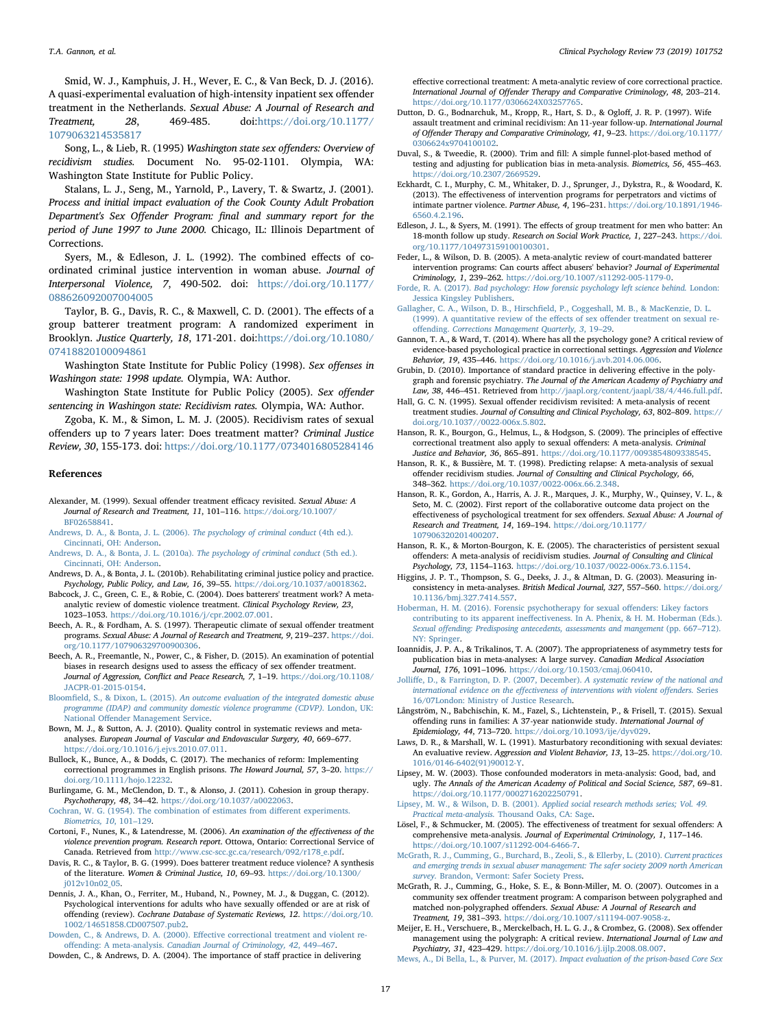Smid, W. J., Kamphuis, J. H., Wever, E. C., & Van Beck, D. J. (2016). A quasi-experimental evaluation of high-intensity inpatient sex offender treatment in the Netherlands. *Sexual Abuse: A Journal of Research and Treatment, 28*, 469-485. doi:https://doi.org/10.1177/1079063214535817

Song, L., & Lieb, R. (1995) *Washington state sex offenders: Overview of recidivism studies*. Document No. 95-02-1101. Olympia, WA: Washington State Institute for Public Policy.

Stalans, L. J., Seng, M., Yarnold, P., Lavery, T. & Swartz, J. (2001). *Process and initial impact evaluation of the Cook County Adult Probation Department's Sex Offender Program: final and summary report for the period of June 1997 to June 2000.* Chicago, IL: Illinois Department of Corrections.

Syers, M., & Edleson, J. L. (1992). The combined effects of co-ordinated criminal justice intervention in woman abuse. *Journal of Interpersonal Violence, 7*, 490-502. doi: https://doi.org/10.1177/088626092007004005

Taylor, B. G., Davis, R. C., & Maxwell, C. D. (2001). The effects of a group batterer treatment program: A randomized experiment in Brooklyn. *Justice Quarterly, 18*, 171-201. doi:https://doi.org/10.1080/07418820100094861

Washington State Institute for Public Policy (1998). *Sex offenses in Washingon state: 1998 update.* Olympia, WA: Author.

Washington State Institute for Public Policy (2005). *Sex offender sentencing in Washingon state: Recidivism rates.* Olympia, WA: Author.

Zgoba, K. M., & Simon, L. M. J. (2005). Recidivism rates of sexual offenders up to 7 years later: Does treatment matter? *Criminal Justice Review, 30*, 155-173. doi: https://doi.org/10.1177/0734016805284146

## References

Alexander, M. (1999). Sexual offender treatment efficacy revisited. *Sexual Abuse: A Journal of Research and Treatment, 11*, 101–116. https://doi.org/10.1007/BF02658841.

Andrews, D. A., & Bonta, J. L. (2006). *The psychology of criminal conduct* (4th ed.). Cincinnati, OH: Anderson.

Andrews, D. A., & Bonta, J. L. (2010a). *The psychology of criminal conduct* (5th ed.). Cincinnati, OH: Anderson.

Andrews, D. A., & Bonta, J. L. (2010b). Rehabilitating criminal justice policy and practice. *Psychology, Public Policy, and Law, 16*, 39–55. https://doi.org/10.1037/a0018362.

Babcock, J. C., Green, C. E., & Robie, C. (2004). Does batterers' treatment work? A meta-analytic review of domestic violence treatment. *Clinical Psychology Review, 23*, 1023–1053. https://doi.org/10.1016/j/cpr.2002.07.001.

Beech, A. R., & Fordham, A. S. (1997). Therapeutic climate of sexual offender treatment programs. *Sexual Abuse: A Journal of Research and Treatment, 9*, 219–237. https://doi.org/10.1177/107906329700900306.

Beech, A. R., Freemantle, N., Power, C., & Fisher, D. (2015). An examination of potential biases in research designs used to assess the efficacy of sex offender treatment. *Journal of Aggression, Conflict and Peace Research, 7*, 1–19. https://doi.org/10.1108/JACPR-01-2015-0154.

Bloomfield, S., & Dixon, L. (2015). *An outcome evaluation of the integrated domestic abuse programme (IDAP) and community domestic violence programme (CDVP).* London, UK: National Offender Management Service.

Bown, M. J., & Sutton, A. J. (2010). Quality control in systematic reviews and meta-analyses. *European Journal of Vascular and Endovascular Surgery, 40*, 669–677. https://doi.org/10.1016/j.ejvs.2010.07.011.

Bullock, K., Bunce, A., & Dodds, C. (2017). The mechanics of reform: Implementing correctional programmes in English prisons. *The Howard Journal, 57*, 3–20. https://doi.org/10.1111/hojo.12232.

Burlingame, G. M., McClendon, D. T., & Alonso, J. (2011). Cohesion in group therapy. *Psychotherapy, 48*, 34–42. https://doi.org/10.1037/a0022063.

Cochran, W. G. (1954). The combination of estimates from different experiments. *Biometrics, 10*, 101–129.

Cortoni, F., Nunes, K., & Latendresse, M. (2006). *An examination of the effectiveness of the violence prevention program. Research report.* Ottowa, Ontario: Correctional Service of Canada. Retrieved from http://www.csc-scc.gc.ca/research/092/r178_e.pdf.

Davis, R. C., & Taylor, B. G. (1999). Does batterer treatment reduce violence? A synthesis of the literature. *Women & Criminal Justice, 10*, 69–93. https://doi.org/10.1300/j012v10n02_05.

Dennis, J. A., Khan, O., Ferriter, M., Huband, N., Powney, M. J., & Duggan, C. (2012). Psychological interventions for adults who have sexually offended or are at risk of offending (review). *Cochrane Database of Systematic Reviews, 12*. https://doi.org/10.1002/14651858.CD007507.pub2.

Dowden, C., & Andrews, D. A. (2000). Effective correctional treatment and violent re-offending: A meta-analysis. *Canadian Journal of Criminology, 42*, 449–467.

Dowden, C., & Andrews, D. A. (2004). The importance of staff practice in delivering effective correctional treatment: A meta-analytic review of core correctional practice. *International Journal of Offender Therapy and Comparative Criminology, 48*, 203–214. https://doi.org/10.1177/0306624X03257765.

Dutton, D. G., Bodnarchuk, M., Kropp, R., Hart, S. D., & Ogloff, J. R. P. (1997). Wife assault treatment and criminal recidivism: An 11-year follow-up. *International Journal of Offender Therapy and Comparative Criminology, 41*, 9–23. https://doi.org/10.1177/0306624x9704100102.

Duval, S., & Tweedie, R. (2000). Trim and fill: A simple funnel-plot-based method of testing and adjusting for publication bias in meta-analysis. *Biometrics, 56*, 455–463. https://doi.org/10.2307/2669529.

Eckhardt, C. I., Murphy, C. M., Whitaker, D. J., Sprunger, J., Dykstra, R., & Woodard, K. (2013). The effectiveness of intervention programs for perpetrators and victims of intimate partner violence. *Partner Abuse, 4*, 196–231. https://doi.org/10.1891/1946-6560.4.2.196.

Edleson, J. L., & Syers, M. (1991). The effects of group treatment for men who batter: An 18-month follow up study. *Research on Social Work Practice, 1*, 227–243. https://doi.org/10.1177/104973159100100301.

Feder, L., & Wilson, D. B. (2005). A meta-analytic review of court-mandated batterer intervention programs: Can courts affect abusers' behavior? *Journal of Experimental Criminology, 1*, 239–262. https://doi.org/10.1007/s11292-005-1179-0.

Forde, R. A. (2017). *Bad psychology: How forensic psychology left science behind.* London: Jessica Kingsley Publishers.

Gallagher, C. A., Wilson, D. B., Hirschfield, P., Coggeshall, M. B., & MacKenzie, D. L. (1999). A quantitative review of the effects of sex offender treatment on sexual re-offending. *Corrections Management Quarterly, 3*, 19–29.

Gannon, T. A., & Ward, T. (2014). Where has all the psychology gone? A critical review of evidence-based psychological practice in correctional settings. *Aggression and Violence Behavior, 19*, 435–446. https://doi.org/10.1016/j.avb.2014.06.006.

Grubin, D. (2010). Importance of standard practice in delivering effective in the polygraph and forensic psychiatry. *The Journal of the American Academy of Psychiatry and Law, 38*, 446–451. Retrieved from http://jaapl.org/content/jaapl/38/4/446.full.pdf.

Hall, G. C. N. (1995). Sexual offender recidivism revisited: A meta-analysis of recent treatment studies. *Journal of Consulting and Clinical Psychology, 63*, 802–809. https://doi.org/10.1037//0022-006x.5.802.

Hanson, R. K., Bourgon, G., Helmus, L., & Hodgson, S. (2009). The principles of effective correctional treatment also apply to sexual offenders: A meta-analysis. *Criminal Justice and Behavior, 36*, 865–891. https://doi.org/10.1177/0093854809338545.

Hanson, R. K., & Bussière, M. T. (1998). Predicting relapse: A meta-analysis of sexual offender recidivism studies. *Journal of Consulting and Clinical Psychology, 66*, 348–362. https://doi.org/10.1037/0022-006x.66.2.348.

Hanson, R. K., Gordon, A., Harris, A. J. R., Marques, J. K., Murphy, W., Quinsey, V. L., & Seto, M. C. (2002). First report of the collaborative outcome data project on the effectiveness of psychological treatment for sex offenders. *Sexual Abuse: A Journal of Research and Treatment, 14*, 169–194. https://doi.org/10.1177/107906320201400207.

Hanson, R. K., & Morton-Bourgon, K. E. (2005). The characteristics of persistent sexual offenders: A meta-analysis of recidivism studies. *Journal of Consulting and Clinical Psychology, 73*, 1154–1163. https://doi.org/10.1037/0022-006x.73.6.1154.

Higgins, J. P. T., Thompson, S. G., Deeks, J. J., & Altman, D. G. (2003). Measuring inconsistency in meta-analyses. *British Medical Journal, 327*, 557–560. https://doi.org/10.1136/bmj.327.7414.557.

Hoberman, H. M. (2016). Forensic psychotherapy for sexual offenders: Likey factors contributing to its apparent ineffectiveness. In A. Phenix, & H. M. Hoberman (Eds.). *Sexual offending: Predisposing antecedents, assessments and mangement* (pp. 667–712). NY: Springer.

Ioannidis, J. P. A., & Trikalinos, T. A. (2007). The appropriateness of asymmetry tests for publication bias in meta-analyses: A large survey. *Canadian Medical Association Journal, 176*, 1091–1096. https://doi.org/10.1503/cmaj.060410.

Jolliffe, D., & Farrington, D. P. (2007, December). *A systematic review of the national and international evidence on the effectiveness of interventions with violent offenders.* Series 16/07London: Ministry of Justice Research.

Långström, N., Babchischin, K. M., Fazel, S., Lichtenstein, P., & Frisell, T. (2015). Sexual offending runs in families: A 37-year nationwide study. *International Journal of Epidemiology, 44*, 713–720. https://doi.org/10.1093/ije/dyv029.

Laws, D. R., & Marshall, W. L. (1991). Masturbatory reconditioning with sexual deviates: An evaluative review. *Aggression and Violent Behavior, 13*, 13–25. https://doi.org/10.1016/0146-6402(91)90012-Y.

Lipsey, M. W. (2003). Those confounded moderators in meta-analysis: Good, bad, and ugly. *The Annals of the American Academy of Political and Social Science, 587*, 69–81. https://doi.org/10.1177/0002716202250791.

Lipsey, M. W., & Wilson, D. B. (2001). *Applied social research methods series; Vol. 49. Practical meta-analysis.* Thousand Oaks, CA: Sage.

Lösel, F., & Schmucker, M. (2005). The effectiveness of treatment for sexual offenders: A comprehensive meta-analysis. *Journal of Experimental Criminology, 1*, 117–146. https://doi.org/10.1007/s11292-004-6466-7.

McGrath, R. J., Cumming, G., Burchard, B., Zeoli, S., & Ellerby, L. (2010). *Current practices and emerging trends in sexual abuser management: The safer society 2009 north American survey.* Brandon, Vermont: Safer Society Press.

McGrath, R. J., Cumming, G. F., Hoke, S. E., & Bonn-Miller, M. O. (2007). Outcomes in a community sex offender treatment program: A comparison between polygraphed and matched non-polygraphed offenders. *Sexual Abuse: A Journal of Research and Treatment, 19*, 381–393. https://doi.org/10.1007/s11194-007-9058-z.

Meijer, E. H., Verschuere, B., Merckelbach, H. L. G. J., & Crombez, G. (2008). Sex offender management using the polygraph: A critical review. *International Journal of Law and Psychiatry, 31*, 423–429. https://doi.org/10.1016/j.ijlp.2008.08.007.

Mews, A., Di Bella, L., & Purver, M. (2017). *Impact evaluation of the prison-based Core Sex*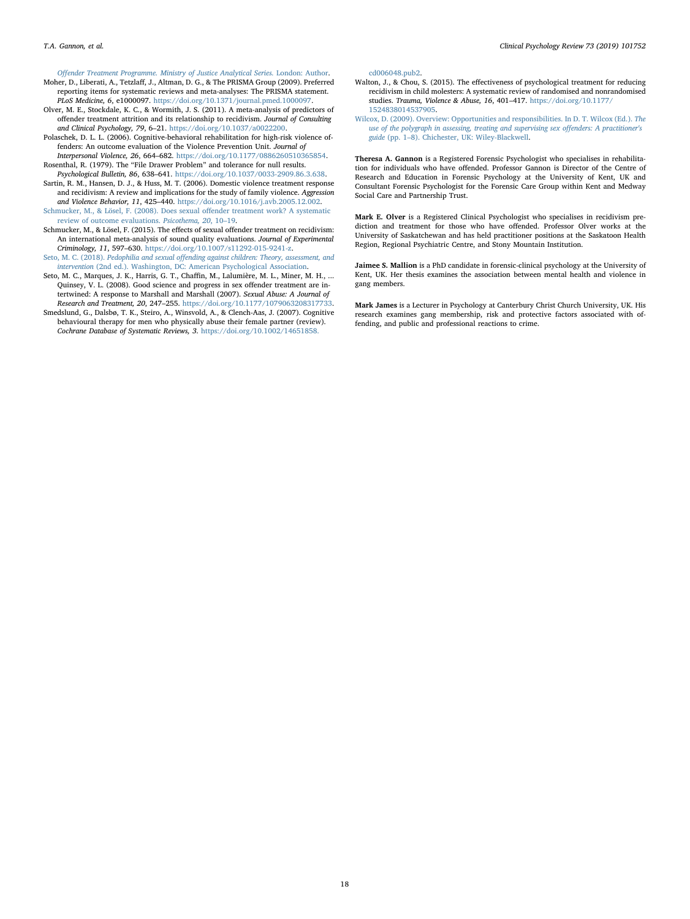*Offender Treatment Programme. Ministry of Justice Analytical Series.* London: Author.

Moher, D., Liberati, A., Tetzlaff, J., Altman, D. G., & The PRISMA Group (2009). Preferred reporting items for systematic reviews and meta-analyses: The PRISMA statement. *PLoS Medicine, 6*, e1000097. https://doi.org/10.1371/journal.pmed.1000097.

Olver, M. E., Stockdale, K. C., & Wormith, J. S. (2011). A meta-analysis of predictors of offender treatment attrition and its relationship to recidivism. *Journal of Consulting and Clinical Psychology, 79*, 6–21. https://doi.org/10.1037/a0022200.

Polaschek, D. L. L. (2006). Cognitive-behavioral rehabilitation for high-risk violence offenders: An outcome evaluation of the Violence Prevention Unit. *Journal of Interpersonal Violence, 26*, 664–682. https://doi.org/10.1177/0886260510365854.

Rosenthal, R. (1979). The "File Drawer Problem" and tolerance for null results. *Psychological Bulletin, 86*, 638–641. https://doi.org/10.1037/0033-2909.86.3.638.

Sartin, R. M., Hansen, D. J., & Huss, M. T. (2006). Domestic violence treatment response and recidivism: A review and implications for the study of family violence. *Aggression and Violence Behavior, 11*, 425–440. https://doi.org/10.1016/j.avb.2005.12.002.

Schmucker, M., & Lösel, F. (2008). Does sexual offender treatment work? A systematic review of outcome evaluations. *Psicothema, 20*, 10–19.

Schmucker, M., & Lösel, F. (2015). The effects of sexual offender treatment on recidivism: An international meta-analysis of sound quality evaluations. *Journal of Experimental Criminology, 11*, 597–630. https://doi.org/10.1007/s11292-015-9241-z.

Seto, M. C. (2018). *Pedophilia and sexual offending against children: Theory, assessment, and intervention* (2nd ed.). Washington, DC: American Psychological Association.

Seto, M. C., Marques, J. K., Harris, G. T., Chaffin, M., Lalumière, M. L., Miner, M. H., ... Quinsey, V. L. (2008). Good science and progress in sex offender treatment are intertwined: A response to Marshall and Marshall (2007). *Sexual Abuse: A Journal of Research and Treatment, 20*, 247–255. https://doi.org/10.1177/1079063208317733.

Smedslund, G., Dalsbø, T. K., Steiro, A., Winsvold, A., & Clench-Aas, J. (2007). Cognitive behavioural therapy for men who physically abuse their female partner (review). *Cochrane Database of Systematic Reviews, 3*. https://doi.org/10.1002/14651858.cd006048.pub2.

Walton, J., & Chou, S. (2015). The effectiveness of psychological treatment for reducing recidivism in child molesters: A systematic review of randomised and nonrandomised studies. *Trauma, Violence & Abuse, 16*, 401–417. https://doi.org/10.1177/1524838014537905.

Wilcox, D. (2009). Overview: Opportunities and responsibilities. In D. T. Wilcox (Ed.). *The use of the polygraph in assessing, treating and supervising sex offenders: A practitioner's guide* (pp. 1–8). Chichester, UK: Wiley-Blackwell.

**Theresa A. Gannon** is a Registered Forensic Psychologist who specialises in rehabilitation for individuals who have offended. Professor Gannon is Director of the Centre of Research and Education in Forensic Psychology at the University of Kent, UK and Consultant Forensic Psychologist for the Forensic Care Group within Kent and Medway Social Care and Partnership Trust.

**Mark E. Olver** is a Registered Clinical Psychologist who specialises in recidivism prediction and treatment for those who have offended. Professor Olver works at the University of Saskatchewan and has held practitioner positions at the Saskatoon Health Region, Regional Psychiatric Centre, and Stony Mountain Institution.

**Jaimee S. Mallion** is a PhD candidate in forensic-clinical psychology at the University of Kent, UK. Her thesis examines the association between mental health and violence in gang members.

**Mark James** is a Lecturer in Psychology at Canterbury Christ Church University, UK. His research examines gang membership, risk and protective factors associated with offending, and public and professional reactions to crime.